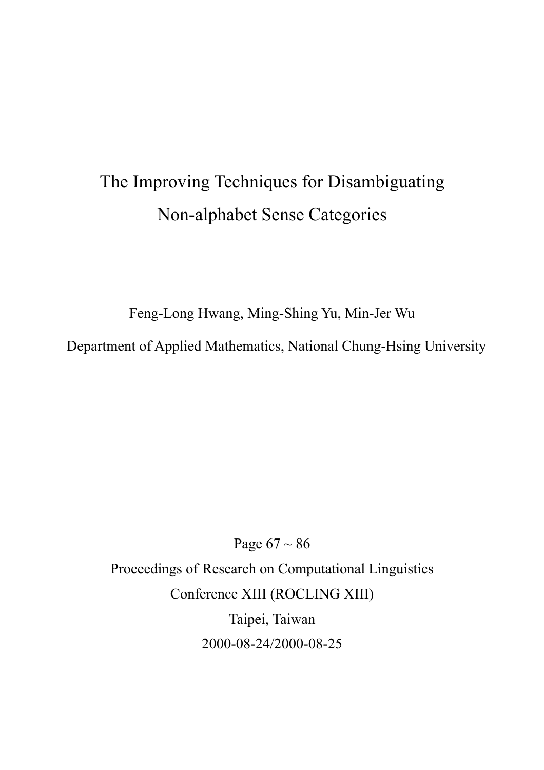# The Improving Techniques for Disambiguating Non-alphabet Sense Categories

Feng-Long Hwang, Ming-Shing Yu, Min-Jer Wu

Department of Applied Mathematics, National Chung-Hsing University

Page 67 ~ 86

Proceedings of Research on Computational Linguistics Conference XIII (ROCLING XIII)

Taipei, Taiwan

2000-08-24/2000-08-25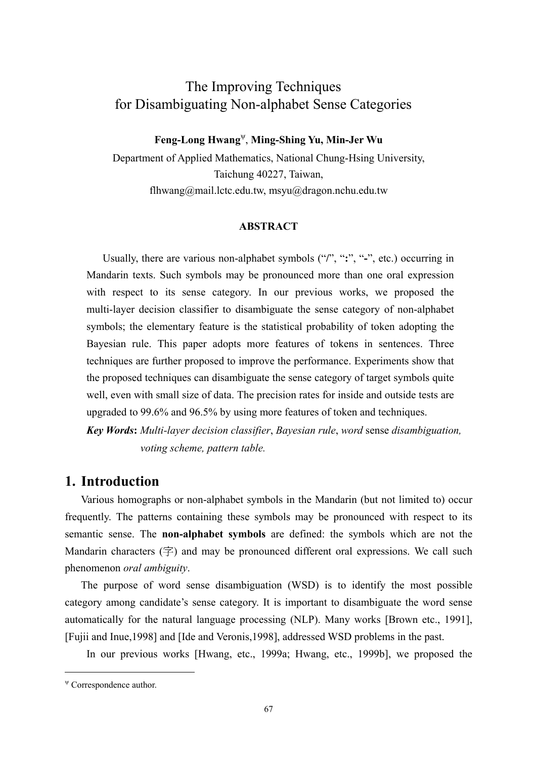# The Improving Techniques
# for Disambiguating Non-alphabet Sense Categories

**Feng-Long Hwang**[ψ], **Ming-Shing Yu, Min-Jer Wu**

Department of Applied Mathematics, National Chung-Hsing University,
Taichung 40227, Taiwan,
flhwang@mail.lctc.edu.tw, msyu@dragon.nchu.edu.tw

**ABSTRACT**

Usually, there are various non-alphabet symbols (“/”, “**:**”, “**-**”, etc.) occurring in Mandarin texts. Such symbols may be pronounced more than one oral expression with respect to its sense category. In our previous works, we proposed the multi-layer decision classifier to disambiguate the sense category of non-alphabet symbols; the elementary feature is the statistical probability of token adopting the Bayesian rule. This paper adopts more features of tokens in sentences. Three techniques are further proposed to improve the performance. Experiments show that the proposed techniques can disambiguate the sense category of target symbols quite well, even with small size of data. The precision rates for inside and outside tests are upgraded to 99.6% and 96.5% by using more features of token and techniques.

***Key Words*:** *Multi-layer decision classifier*, *Bayesian rule*, *word* sense *disambiguation, voting scheme, pattern table.*

## 1. Introduction

Various homographs or non-alphabet symbols in the Mandarin (but not limited to) occur frequently. The patterns containing these symbols may be pronounced with respect to its semantic sense. The **non-alphabet symbols** are defined: the symbols which are not the Mandarin characters (字) and may be pronounced different oral expressions. We call such phenomenon *oral ambiguity*.

The purpose of word sense disambiguation (WSD) is to identify the most possible category among candidate’s sense category. It is important to disambiguate the word sense automatically for the natural language processing (NLP). Many works [Brown etc., 1991], [Fujii and Inue,1998] and [Ide and Veronis,1998], addressed WSD problems in the past.

In our previous works [Hwang, etc., 1999a; Hwang, etc., 1999b], we proposed the

---

[ψ] Correspondence author.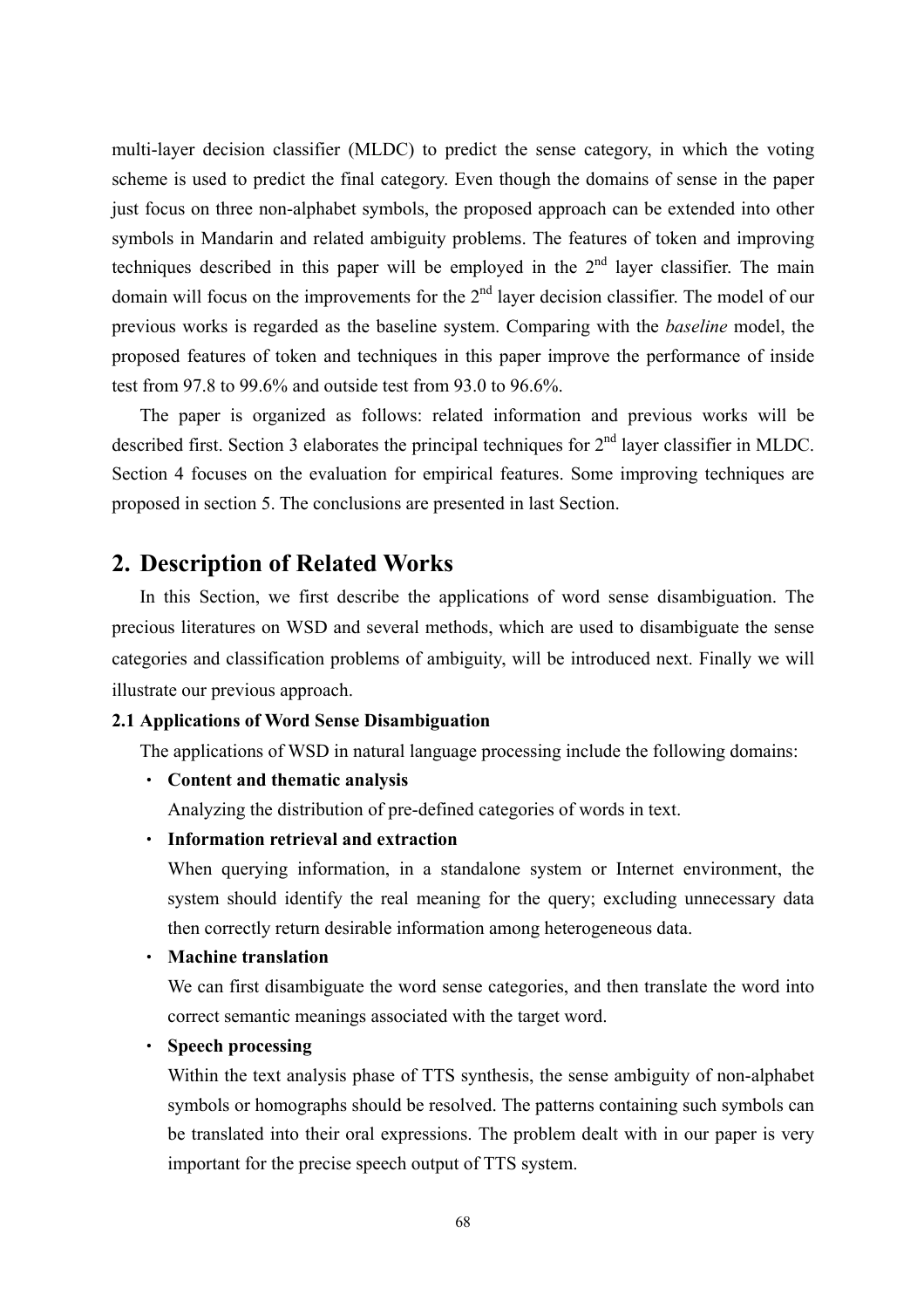multi-layer decision classifier (MLDC) to predict the sense category, in which the voting scheme is used to predict the final category. Even though the domains of sense in the paper just focus on three non-alphabet symbols, the proposed approach can be extended into other symbols in Mandarin and related ambiguity problems. The features of token and improving techniques described in this paper will be employed in the 2nd layer classifier. The main domain will focus on the improvements for the 2nd layer decision classifier. The model of our previous works is regarded as the baseline system. Comparing with the *baseline* model, the proposed features of token and techniques in this paper improve the performance of inside test from 97.8 to 99.6% and outside test from 93.0 to 96.6%.

The paper is organized as follows: related information and previous works will be described first. Section 3 elaborates the principal techniques for 2nd layer classifier in MLDC. Section 4 focuses on the evaluation for empirical features. Some improving techniques are proposed in section 5. The conclusions are presented in last Section.

## 2. Description of Related Works

In this Section, we first describe the applications of word sense disambiguation. The precious literatures on WSD and several methods, which are used to disambiguate the sense categories and classification problems of ambiguity, will be introduced next. Finally we will illustrate our previous approach.

### 2.1 Applications of Word Sense Disambiguation

The applications of WSD in natural language processing include the following domains:

- **Content and thematic analysis**

  Analyzing the distribution of pre-defined categories of words in text.

- **Information retrieval and extraction**

  When querying information, in a standalone system or Internet environment, the system should identify the real meaning for the query; excluding unnecessary data then correctly return desirable information among heterogeneous data.

- **Machine translation**

  We can first disambiguate the word sense categories, and then translate the word into correct semantic meanings associated with the target word.

- **Speech processing**

  Within the text analysis phase of TTS synthesis, the sense ambiguity of non-alphabet symbols or homographs should be resolved. The patterns containing such symbols can be translated into their oral expressions. The problem dealt with in our paper is very important for the precise speech output of TTS system.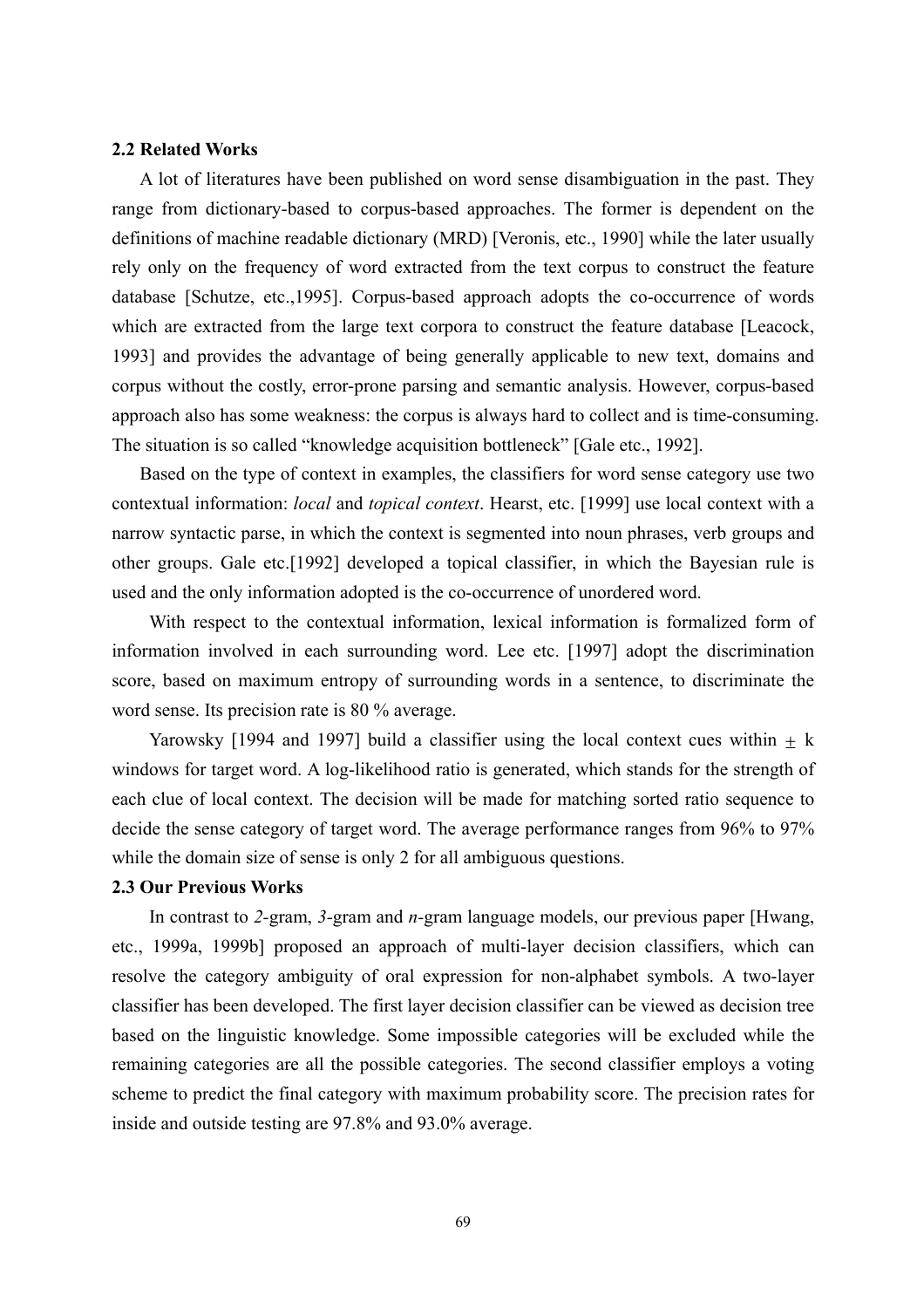### 2.2 Related Works

A lot of literatures have been published on word sense disambiguation in the past. They range from dictionary-based to corpus-based approaches. The former is dependent on the definitions of machine readable dictionary (MRD) [Veronis, etc., 1990] while the later usually rely only on the frequency of word extracted from the text corpus to construct the feature database [Schutze, etc.,1995]. Corpus-based approach adopts the co-occurrence of words which are extracted from the large text corpora to construct the feature database [Leacock, 1993] and provides the advantage of being generally applicable to new text, domains and corpus without the costly, error-prone parsing and semantic analysis. However, corpus-based approach also has some weakness: the corpus is always hard to collect and is time-consuming. The situation is so called "knowledge acquisition bottleneck" [Gale etc., 1992].

Based on the type of context in examples, the classifiers for word sense category use two contextual information: *local* and *topical context*. Hearst, etc. [1999] use local context with a narrow syntactic parse, in which the context is segmented into noun phrases, verb groups and other groups. Gale etc.[1992] developed a topical classifier, in which the Bayesian rule is used and the only information adopted is the co-occurrence of unordered word.

With respect to the contextual information, lexical information is formalized form of information involved in each surrounding word. Lee etc. [1997] adopt the discrimination score, based on maximum entropy of surrounding words in a sentence, to discriminate the word sense. Its precision rate is 80 % average.

Yarowsky [1994 and 1997] build a classifier using the local context cues within $\pm$ k windows for target word. A log-likelihood ratio is generated, which stands for the strength of each clue of local context. The decision will be made for matching sorted ratio sequence to decide the sense category of target word. The average performance ranges from 96% to 97% while the domain size of sense is only 2 for all ambiguous questions.

### 2.3 Our Previous Works

In contrast to *2*-gram, *3*-gram and *n*-gram language models, our previous paper [Hwang, etc., 1999a, 1999b] proposed an approach of multi-layer decision classifiers, which can resolve the category ambiguity of oral expression for non-alphabet symbols. A two-layer classifier has been developed. The first layer decision classifier can be viewed as decision tree based on the linguistic knowledge. Some impossible categories will be excluded while the remaining categories are all the possible categories. The second classifier employs a voting scheme to predict the final category with maximum probability score. The precision rates for inside and outside testing are 97.8% and 93.0% average.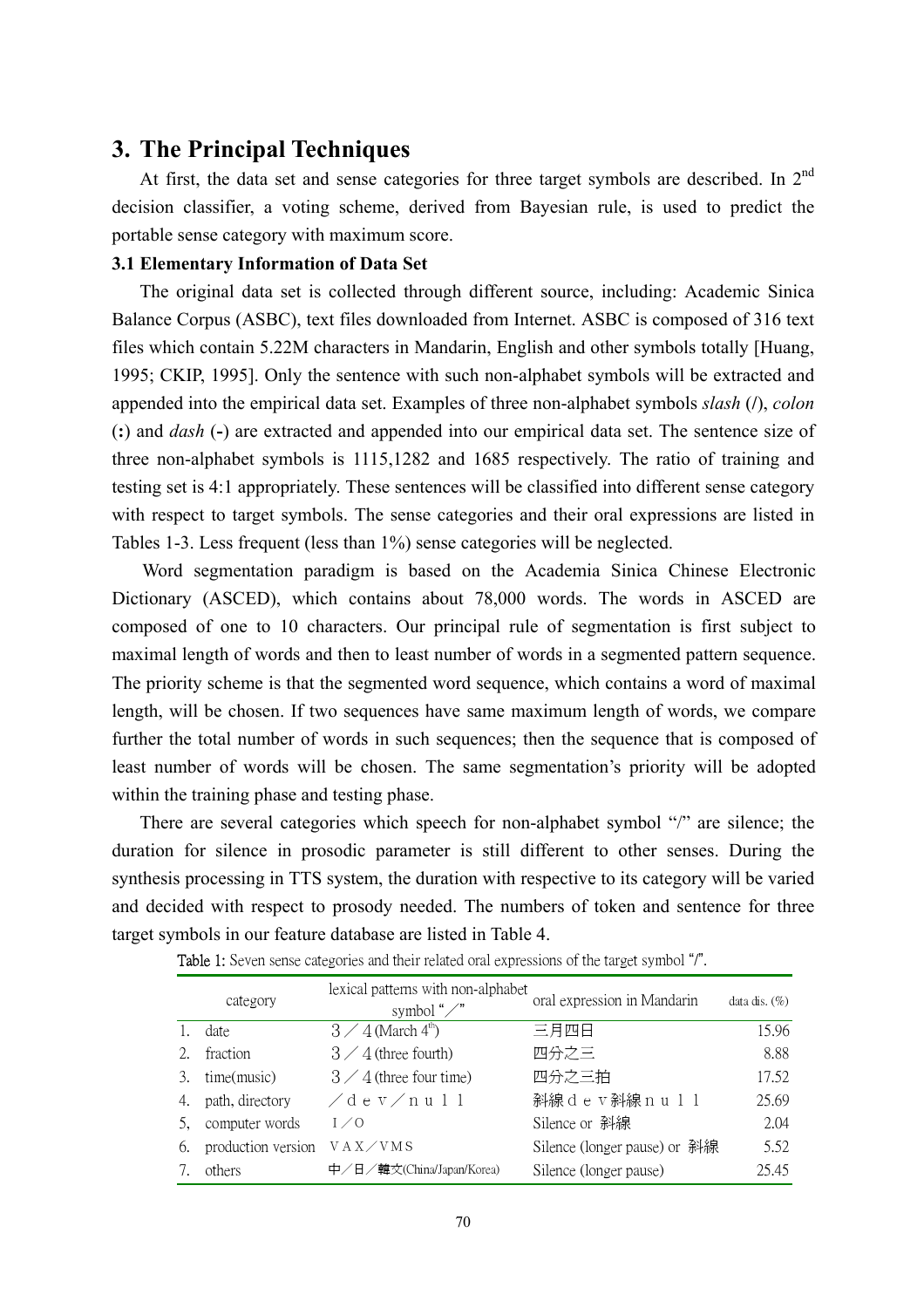## 3. The Principal Techniques

At first, the data set and sense categories for three target symbols are described. In 2nd decision classifier, a voting scheme, derived from Bayesian rule, is used to predict the portable sense category with maximum score.

### 3.1 Elementary Information of Data Set

The original data set is collected through different source, including: Academic Sinica Balance Corpus (ASBC), text files downloaded from Internet. ASBC is composed of 316 text files which contain 5.22M characters in Mandarin, English and other symbols totally [Huang, 1995; CKIP, 1995]. Only the sentence with such non-alphabet symbols will be extracted and appended into the empirical data set. Examples of three non-alphabet symbols *slash* (/), *colon* (**:**) and *dash* (**-**) are extracted and appended into our empirical data set. The sentence size of three non-alphabet symbols is 1115,1282 and 1685 respectively. The ratio of training and testing set is 4:1 appropriately. These sentences will be classified into different sense category with respect to target symbols. The sense categories and their oral expressions are listed in Tables 1-3. Less frequent (less than 1%) sense categories will be neglected.

Word segmentation paradigm is based on the Academia Sinica Chinese Electronic Dictionary (ASCED), which contains about 78,000 words. The words in ASCED are composed of one to 10 characters. Our principal rule of segmentation is first subject to maximal length of words and then to least number of words in a segmented pattern sequence. The priority scheme is that the segmented word sequence, which contains a word of maximal length, will be chosen. If two sequences have same maximum length of words, we compare further the total number of words in such sequences; then the sequence that is composed of least number of words will be chosen. The same segmentation's priority will be adopted within the training phase and testing phase.

There are several categories which speech for non-alphabet symbol "/" are silence; the duration for silence in prosodic parameter is still different to other senses. During the synthesis processing in TTS system, the duration with respective to its category will be varied and decided with respect to prosody needed. The numbers of token and sentence for three target symbols in our feature database are listed in Table 4.

Table 1: Seven sense categories and their related oral expressions of the target symbol "/".

| category | lexical patterns with non-alphabet symbol "／" | oral expression in Mandarin | data dis. (%) |
|---|---|---|---|
| 1. date | ３／４(March 4th) | 三月四日 | 15.96 |
| 2. fraction | ３／４(three fourth) | 四分之三 | 8.88 |
| 3. time(music) | ３／４(three four time) | 四分之三拍 | 17.52 |
| 4. path, directory | ／ｄｅｖ／ｎｕｌｌ | 斜線ｄｅｖ斜線ｎｕｌｌ | 25.69 |
| 5, computer words | Ｉ／Ｏ | Silence or 斜線 | 2.04 |
| 6. production version | ＶＡＸ／ＶＭＳ | Silence (longer pause) or 斜線 | 5.52 |
| 7. others | 中／日／韓文(China/Japan/Korea) | Silence (longer pause) | 25.45 |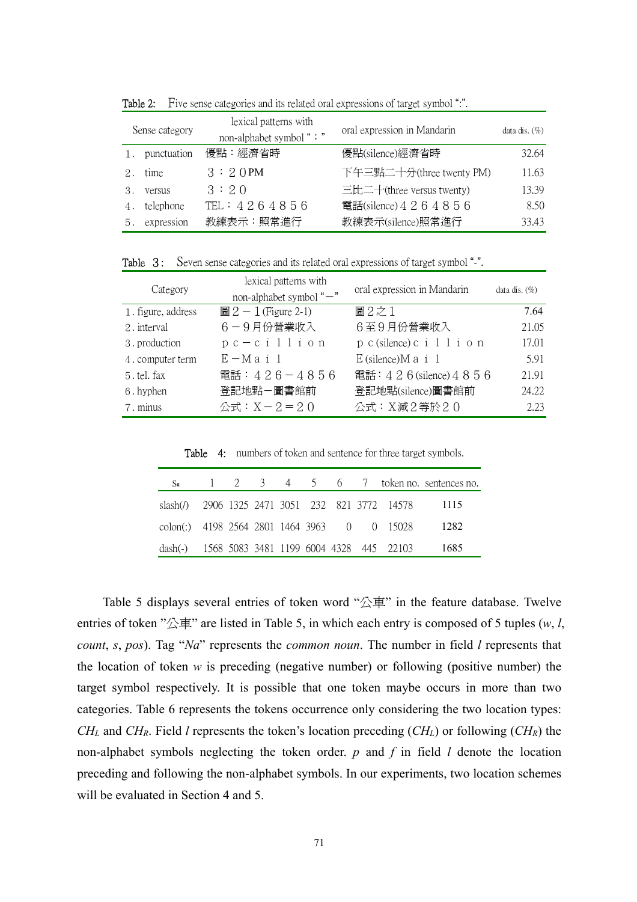Table 2: Five sense categories and its related oral expressions of target symbol ":".

| Sense category | lexical patterns with non-alphabet symbol "：" | oral expression in Mandarin | data dis. (%) |
|---|---|---|---|
| 1. punctuation | 優點：經濟省時 | 優點(silence)經濟省時 | 32.64 |
| 2. time | ３：２０PM | 下午三點二十分(three twenty PM) | 11.63 |
| 3. versus | ３：２０ | 三比二十(three versus twenty) | 13.39 |
| 4. telephone | TEL：４２６４８５６ | 電話(silence)４２６４８５６ | 8.50 |
| 5. expression | 教練表示：照常進行 | 教練表示(silence)照常進行 | 33.43 |

Table 3: Seven sense categories and its related oral expressions of target symbol "-".

| Category | lexical patterns with non-alphabet symbol "－" | oral expression in Mandarin | data dis. (%) |
|---|---|---|---|
| 1. figure, address | 圖２－１(Figure 2-1) | 圖２之１ | 7.64 |
| 2. interval | ６－９月份營業收入 | ６至９月份營業收入 | 21.05 |
| 3. production | ｐｃ－ｃｉｌｌｉｏｎ | ｐｃ(silence)ｃｉｌｌｉｏｎ | 17.01 |
| 4. computer term | Ｅ－Ｍａｉｌ | Ｅ(silence)Ｍａｉｌ | 5.91 |
| 5. tel. fax | 電話：４２６－４８５６ | 電話：４２６(silence)４８５６ | 21.91 |
| 6. hyphen | 登記地點－圖書館前 | 登記地點(silence)圖書館前 | 24.22 |
| 7. minus | 公式：Ｘ－２＝２０ | 公式：Ｘ減２等於２０ | 2.23 |

Table 4: numbers of token and sentence for three target symbols.

| $S_n$ | 1 | 2 | 3 | 4 | 5 | 6 | 7 | token no. | sentences no. |
|---|---|---|---|---|---|---|---|---|---|
| slash(/) | 2906 | 1325 | 2471 | 3051 | 232 | 821 | 3772 | 14578 | 1115 |
| colon(:) | 4198 | 2564 | 2801 | 1464 | 3963 | 0 | 0 | 15028 | 1282 |
| dash(-) | 1568 | 5083 | 3481 | 1199 | 6004 | 4328 | 445 | 22103 | 1685 |

Table 5 displays several entries of token word "公車" in the feature database. Twelve entries of token "公車" are listed in Table 5, in which each entry is composed of 5 tuples ($w$, $l$, *count*, $s$, *pos*). Tag "*Na*" represents the *common noun*. The number in field $l$ represents that the location of token $w$ is preceding (negative number) or following (positive number) the target symbol respectively. It is possible that one token maybe occurs in more than two categories. Table 6 represents the tokens occurrence only considering the two location types: $CH_L$ and $CH_R$. Field $l$ represents the token's location preceding ($CH_L$) or following ($CH_R$) the non-alphabet symbols neglecting the token order. $p$ and $f$ in field $l$ denote the location preceding and following the non-alphabet symbols. In our experiments, two location schemes will be evaluated in Section 4 and 5.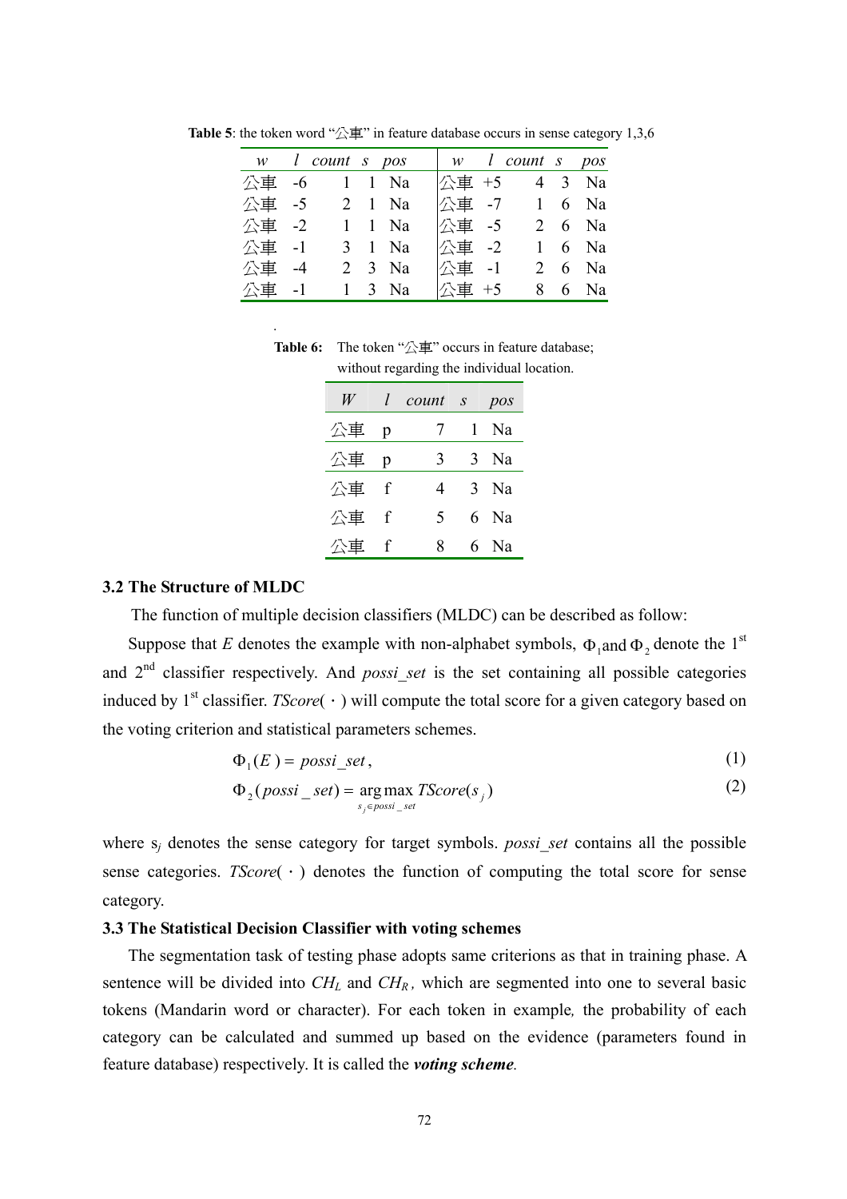**Table 5**: the token word "公車" in feature database occurs in sense category 1,3,6

| *w* | *l* | *count* | *s* | *pos* | *w* | *l* | *count* | *s* | *pos* |
|---|---|---|---|---|---|---|---|---|---|
| 公車 | -6 | 1 | 1 | Na | 公車 | +5 | 4 | 3 | Na |
| 公車 | -5 | 2 | 1 | Na | 公車 | -7 | 1 | 6 | Na |
| 公車 | -2 | 1 | 1 | Na | 公車 | -5 | 2 | 6 | Na |
| 公車 | -1 | 3 | 1 | Na | 公車 | -2 | 1 | 6 | Na |
| 公車 | -4 | 2 | 3 | Na | 公車 | -1 | 2 | 6 | Na |
| 公車 | -1 | 1 | 3 | Na | 公車 | +5 | 8 | 6 | Na |

**Table 6:** The token "公車" occurs in feature database; without regarding the individual location.

| *W* | *l* | *count* | *s* | *pos* |
|---|---|---|---|---|
| 公車 | p | 7 | 1 | Na |
| 公車 | p | 3 | 3 | Na |
| 公車 | f | 4 | 3 | Na |
| 公車 | f | 5 | 6 | Na |
| 公車 | f | 8 | 6 | Na |

### 3.2 The Structure of MLDC

The function of multiple decision classifiers (MLDC) can be described as follow:

Suppose that *E* denotes the example with non-alphabet symbols, $\Phi_1$ and $\Phi_2$ denote the 1st and 2nd classifier respectively. And *possi_set* is the set containing all possible categories induced by 1st classifier. *TScore*(‧) will compute the total score for a given category based on the voting criterion and statistical parameters schemes.

$$\Phi_1(E) = possi\_set, \tag{1}$$

$$\Phi_2(possi\_set) = \underset{s_j \in possi\_set}{\arg\max}\ TScore(s_j) \tag{2}$$

where $s_j$ denotes the sense category for target symbols. *possi_set* contains all the possible sense categories. *TScore*(‧) denotes the function of computing the total score for sense category.

### 3.3 The Statistical Decision Classifier with voting schemes

The segmentation task of testing phase adopts same criterions as that in training phase. A sentence will be divided into $CH_L$ and $CH_R$, which are segmented into one to several basic tokens (Mandarin word or character). For each token in example*,* the probability of each category can be calculated and summed up based on the evidence (parameters found in feature database) respectively. It is called the ***voting scheme****.*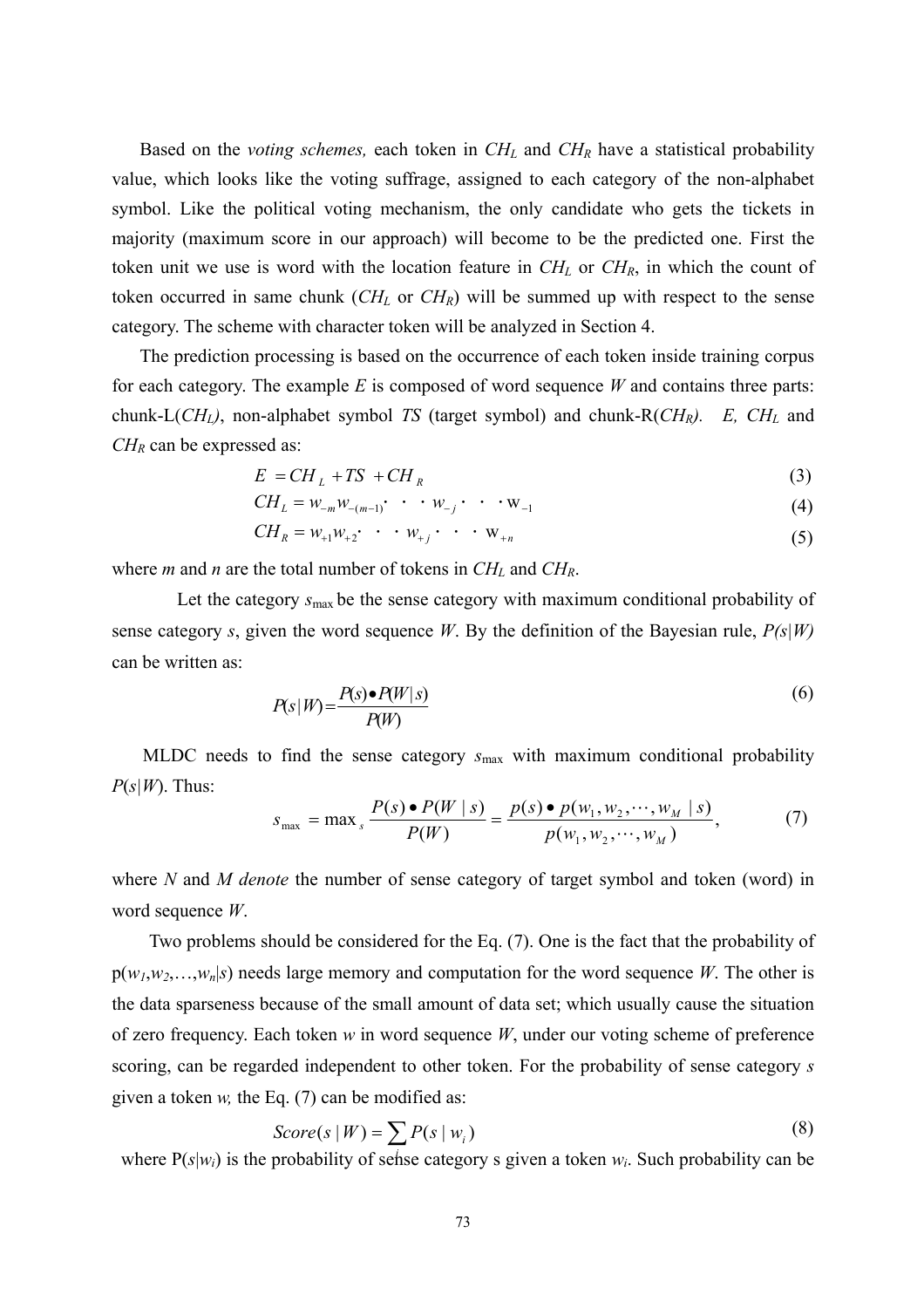Based on the *voting schemes,* each token in $CH_L$ and $CH_R$ have a statistical probability value, which looks like the voting suffrage, assigned to each category of the non-alphabet symbol. Like the political voting mechanism, the only candidate who gets the tickets in majority (maximum score in our approach) will become to be the predicted one. First the token unit we use is word with the location feature in $CH_L$ or $CH_R$, in which the count of token occurred in same chunk ($CH_L$ or $CH_R$) will be summed up with respect to the sense category. The scheme with character token will be analyzed in Section 4.

The prediction processing is based on the occurrence of each token inside training corpus for each category. The example $E$ is composed of word sequence $W$ and contains three parts: chunk-L($CH_L$), non-alphabet symbol $TS$ (target symbol) and chunk-R($CH_R$). $E$, $CH_L$ and $CH_R$ can be expressed as:

$$E = CH_L + TS + CH_R \tag{3}$$

$$CH_L = w_{-m} w_{-(m-1)} \cdot \cdot \cdot w_{-j} \cdot \cdot \cdot w_{-1} \tag{4}$$

$$CH_R = w_{+1} w_{+2} \cdot \cdot \cdot w_{+j} \cdot \cdot \cdot w_{+n} \tag{5}$$

where $m$ and $n$ are the total number of tokens in $CH_L$ and $CH_R$.

Let the category $s_{\max}$ be the sense category with maximum conditional probability of sense category $s$, given the word sequence $W$. By the definition of the Bayesian rule, $P(s|W)$ can be written as:

$$P(s|W) = \frac{P(s) \bullet P(W|s)}{P(W)} \tag{6}$$

MLDC needs to find the sense category $s_{\max}$ with maximum conditional probability $P(s|W)$. Thus:

$$s_{\max} = \max_s \frac{P(s) \bullet P(W|s)}{P(W)} = \frac{p(s) \bullet p(w_1, w_2, \cdots, w_M | s)}{p(w_1, w_2, \cdots, w_M)}, \tag{7}$$

where $N$ and $M$ *denote* the number of sense category of target symbol and token (word) in word sequence $W$.

Two problems should be considered for the Eq. (7). One is the fact that the probability of $p(w_1, w_2, \ldots, w_n|s)$ needs large memory and computation for the word sequence $W$. The other is the data sparseness because of the small amount of data set; which usually cause the situation of zero frequency. Each token $w$ in word sequence $W$, under our voting scheme of preference scoring, can be regarded independent to other token. For the probability of sense category $s$ given a token $w$, the Eq. (7) can be modified as:

$$Score(s|W) = \sum_i P(s|w_i) \tag{8}$$

where $P(s|w_i)$ is the probability of sense category s given a token $w_i$. Such probability can be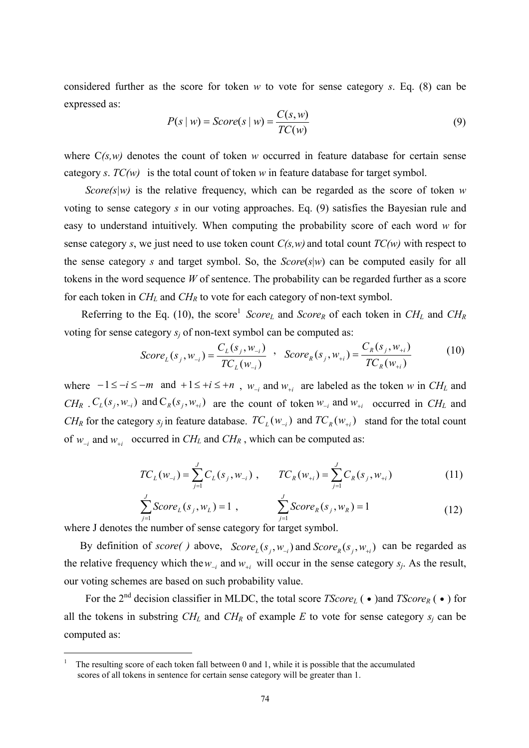considered further as the score for token *w* to vote for sense category *s*. Eq. (8) can be expressed as:

$$P(s \mid w) = Score(s \mid w) = \frac{C(s,w)}{TC(w)} \tag{9}$$

where C*(s,w)* denotes the count of token *w* occurred in feature database for certain sense category *s*. *TC(w)* is the total count of token *w* in feature database for target symbol.

*Score(s|w)* is the relative frequency, which can be regarded as the score of token *w* voting to sense category *s* in our voting approaches. Eq. (9) satisfies the Bayesian rule and easy to understand intuitively. When computing the probability score of each word *w* for sense category *s*, we just need to use token count *C(s,w)* and total count *TC(w)* with respect to the sense category *s* and target symbol. So, the *Score*(*s*|*w*) can be computed easily for all tokens in the word sequence *W* of sentence. The probability can be regarded further as a score for each token in $CH_L$ and $CH_R$ to vote for each category of non-text symbol.

Referring to the Eq. (10), the score[1] $Score_L$ and $Score_R$ of each token in $CH_L$ and $CH_R$ voting for sense category $s_j$ of non-text symbol can be computed as:

$$Score_L(s_j, w_{-i}) = \frac{C_L(s_j, w_{-i})}{TC_L(w_{-i})} \;,\quad Score_R(s_j, w_{+i}) = \frac{C_R(s_j, w_{+i})}{TC_R(w_{+i})} \tag{10}$$

where $-1 \le -i \le -m$ and $+1 \le +i \le +n$, $w_{-i}$ and $w_{+i}$ are labeled as the token *w* in $CH_L$ and $CH_R$. $C_L(s_j, w_{-i})$ and $C_R(s_j, w_{+i})$ are the count of token $w_{-i}$ and $w_{+i}$ occurred in $CH_L$ and $CH_R$ for the category $s_j$ in feature database. $TC_L(w_{-i})$ and $TC_R(w_{+i})$ stand for the total count of $w_{-i}$ and $w_{+i}$ occurred in $CH_L$ and $CH_R$, which can be computed as:

$$TC_L(w_{-i}) = \sum_{j=1}^{J} C_L(s_j, w_{-i}) \;,\qquad TC_R(w_{+i}) = \sum_{j=1}^{J} C_R(s_j, w_{+i}) \tag{11}$$

$$\sum_{j=1}^{J} Score_L(s_j, w_L) = 1 \;,\qquad \sum_{j=1}^{J} Score_R(s_j, w_R) = 1 \tag{12}$$

where J denotes the number of sense category for target symbol.

By definition of *score( )* above, $Score_L(s_j, w_{-i})$ and $Score_R(s_j, w_{+i})$ can be regarded as the relative frequency which the $w_{-i}$ and $w_{+i}$ will occur in the sense category $s_j$. As the result, our voting schemes are based on such probability value.

For the 2nd decision classifier in MLDC, the total score $TScore_L(\bullet)$ and $TScore_R(\bullet)$ for all the tokens in substring $CH_L$ and $CH_R$ of example *E* to vote for sense category $s_j$ can be computed as:

---

[1] The resulting score of each token fall between 0 and 1, while it is possible that the accumulated scores of all tokens in sentence for certain sense category will be greater than 1.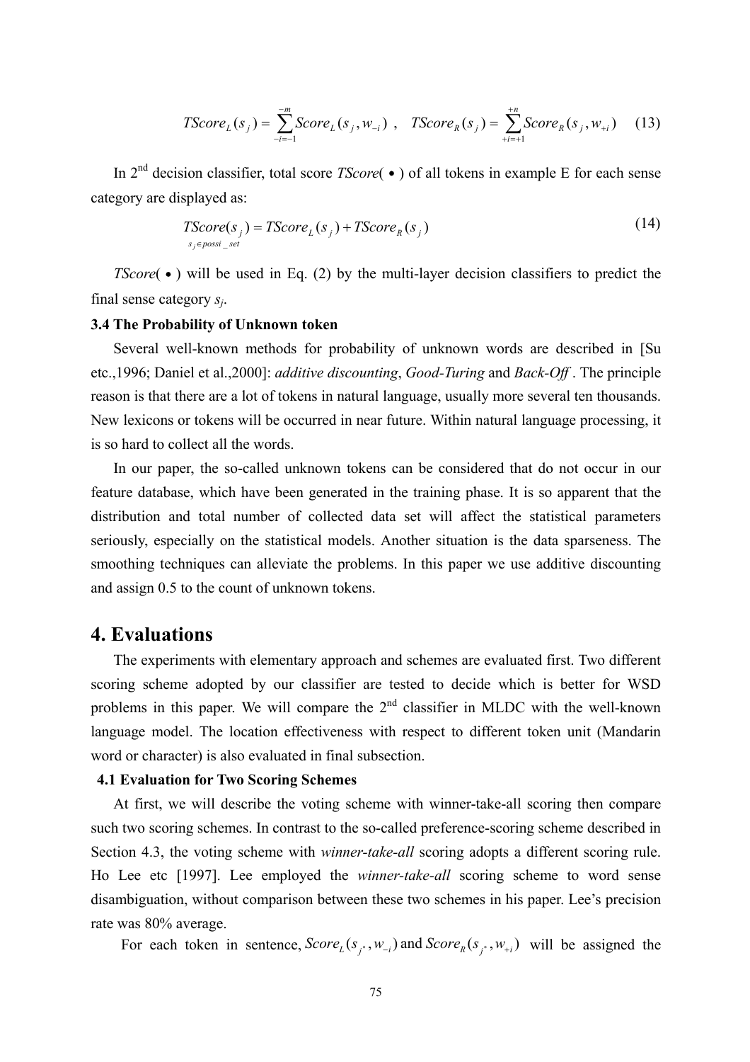$$TScore_L(s_j) = \sum_{-i=-1}^{-m} Score_L(s_j, w_{-i}) \ , \quad TScore_R(s_j) = \sum_{+i=+1}^{+n} Score_R(s_j, w_{+i}) \qquad (13)$$

In 2nd decision classifier, total score *TScore*( $\bullet$ ) of all tokens in example E for each sense category are displayed as:

$$\underset{s_j \in possi\_set}{TScore(s_j)} = TScore_L(s_j) + TScore_R(s_j) \qquad (14)$$

*TScore*( $\bullet$ ) will be used in Eq. (2) by the multi-layer decision classifiers to predict the final sense category $s_j$.

**3.4 The Probability of Unknown token**

Several well-known methods for probability of unknown words are described in [Su etc.,1996; Daniel et al.,2000]: *additive discounting*, *Good-Turing* and *Back-Off* . The principle reason is that there are a lot of tokens in natural language, usually more several ten thousands. New lexicons or tokens will be occurred in near future. Within natural language processing, it is so hard to collect all the words.

In our paper, the so-called unknown tokens can be considered that do not occur in our feature database, which have been generated in the training phase. It is so apparent that the distribution and total number of collected data set will affect the statistical parameters seriously, especially on the statistical models. Another situation is the data sparseness. The smoothing techniques can alleviate the problems. In this paper we use additive discounting and assign 0.5 to the count of unknown tokens.

# 4. Evaluations

The experiments with elementary approach and schemes are evaluated first. Two different scoring scheme adopted by our classifier are tested to decide which is better for WSD problems in this paper. We will compare the 2nd classifier in MLDC with the well-known language model. The location effectiveness with respect to different token unit (Mandarin word or character) is also evaluated in final subsection.

**4.1 Evaluation for Two Scoring Schemes**

At first, we will describe the voting scheme with winner-take-all scoring then compare such two scoring schemes. In contrast to the so-called preference-scoring scheme described in Section 4.3, the voting scheme with *winner-take-all* scoring adopts a different scoring rule. Ho Lee etc [1997]. Lee employed the *winner-take-all* scoring scheme to word sense disambiguation, without comparison between these two schemes in his paper. Lee's precision rate was 80% average.

For each token in sentence, $Score_L(s_{j^*}, w_{-i})$ and $Score_R(s_{j^*}, w_{+i})$ will be assigned the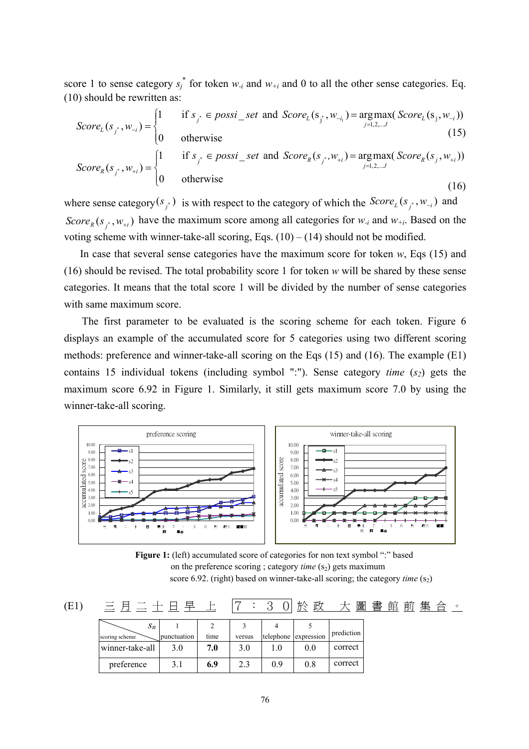score 1 to sense category $s_j^*$ for token $w_{-i}$ and $w_{+i}$ and 0 to all the other sense categories. Eq. (10) should be rewritten as:

$$Score_L(s_{j^*}, w_{-i}) = \begin{cases} 1 & \text{if } s_{j^*} \in possi\_set \text{ and } Score_L(\mathrm{s}_{\mathrm{j}^*}, w_{-i_1}) = \underset{j=1,2,\ldots J}{\arg\max}(Score_L(\mathrm{s}_\mathrm{j}, w_{-i})) \\ 0 & \text{otherwise} \end{cases} \quad (15)$$

$$Score_R(s_{j^*}, w_{+i}) = \begin{cases} 1 & \text{if } s_{j^*} \in possi\_set \text{ and } Score_R(s_{j^*}, w_{+i}) = \underset{j=1,2,\ldots J}{\arg\max}(Score_R(s_j, w_{+i})) \\ 0 & \text{otherwise} \end{cases} \quad (16)$$

where sense category$(s_{j^*})$ is with respect to the category of which the $Score_L(s_{j^*}, w_{-i})$ and $Score_R(s_{j^*}, w_{+i})$ have the maximum score among all categories for $w_{-i}$ and $w_{+i}$. Based on the voting scheme with winner-take-all scoring, Eqs. (10) – (14) should not be modified.

In case that several sense categories have the maximum score for token *w*, Eqs (15) and (16) should be revised. The total probability score 1 for token *w* will be shared by these sense categories. It means that the total score 1 will be divided by the number of sense categories with same maximum score.

The first parameter to be evaluated is the scoring scheme for each token. Figure 6 displays an example of the accumulated score for 5 categories using two different scoring methods: preference and winner-take-all scoring on the Eqs (15) and (16). The example (E1) contains 15 individual tokens (including symbol ":"). Sense category *time* ($s_2$) gets the maximum score 6.92 in Figure 1. Similarly, it still gets maximum score 7.0 by using the winner-take-all scoring.

**Figure 1:** (left) accumulated score of categories for non text symbol ":" based on the preference scoring ; category *time* ($s_2$) gets maximum score 6.92. (right) based on winner-take-all scoring; the category *time* ($s_2$)

(E1) 三 月 二 十 日 早 上 7 ： 3 0 於 政 大 圖 書 館 前 集 合 。

| scoring scheme \ $s_n$ | 1 punctuation | 2 time | 3 versus | 4 telephone | 5 expression | prediction |
|---|---|---|---|---|---|---|
| winner-take-all | 3.0 | **7.0** | 3.0 | 1.0 | 0.0 | correct |
| preference | 3.1 | **6.9** | 2.3 | 0.9 | 0.8 | correct |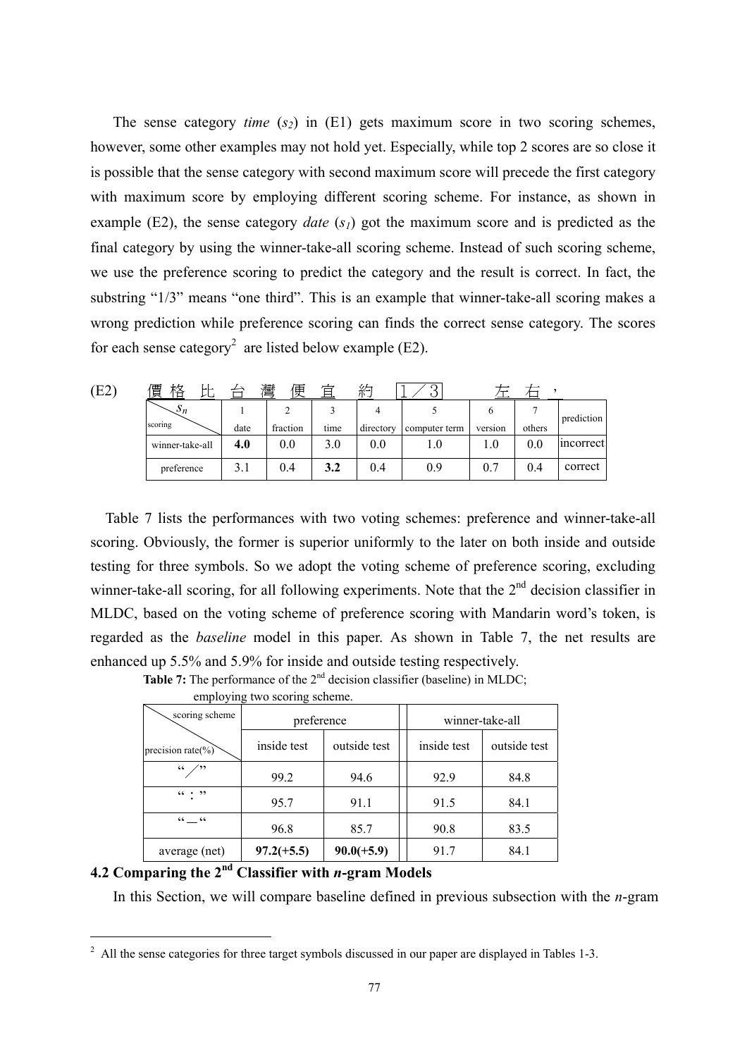The sense category *time* ($s_2$) in (E1) gets maximum score in two scoring schemes, however, some other examples may not hold yet. Especially, while top 2 scores are so close it is possible that the sense category with second maximum score will precede the first category with maximum score by employing different scoring scheme. For instance, as shown in example (E2), the sense category *date* ($s_1$) got the maximum score and is predicted as the final category by using the winner-take-all scoring scheme. Instead of such scoring scheme, we use the preference scoring to predict the category and the result is correct. In fact, the substring "1/3" means "one third". This is an example that winner-take-all scoring makes a wrong prediction while preference scoring can finds the correct sense category. The scores for each sense category[2] are listed below example (E2).

(E2) 價格 比 台 灣 便 宜 約 １／３ 左 右 ，

| $s_n$ / scoring | 1 date | 2 fraction | 3 time | 4 directory | 5 computer term | 6 version | 7 others | prediction |
|---|---|---|---|---|---|---|---|---|
| winner-take-all | **4.0** | 0.0 | 3.0 | 0.0 | 1.0 | 1.0 | 0.0 | incorrect |
| preference | 3.1 | 0.4 | **3.2** | 0.4 | 0.9 | 0.7 | 0.4 | correct |

Table 7 lists the performances with two voting schemes: preference and winner-take-all scoring. Obviously, the former is superior uniformly to the later on both inside and outside testing for three symbols. So we adopt the voting scheme of preference scoring, excluding winner-take-all scoring, for all following experiments. Note that the 2nd decision classifier in MLDC, based on the voting scheme of preference scoring with Mandarin word's token, is regarded as the *baseline* model in this paper. As shown in Table 7, the net results are enhanced up 5.5% and 5.9% for inside and outside testing respectively.

**Table 7:** The performance of the 2nd decision classifier (baseline) in MLDC; employing two scoring scheme.

| scoring scheme / precision rate(%) | preference | | winner-take-all | |
|---|---|---|---|---|
| | inside test | outside test | inside test | outside test |
| "／" | 99.2 | 94.6 | 92.9 | 84.8 |
| "：" | 95.7 | 91.1 | 91.5 | 84.1 |
| "＿" | 96.8 | 85.7 | 90.8 | 83.5 |
| average (net) | **97.2(+5.5)** | **90.0(+5.9)** | 91.7 | 84.1 |

## 4.2 Comparing the 2nd Classifier with *n*-gram Models

In this Section, we will compare baseline defined in previous subsection with the *n*-gram

[2] All the sense categories for three target symbols discussed in our paper are displayed in Tables 1-3.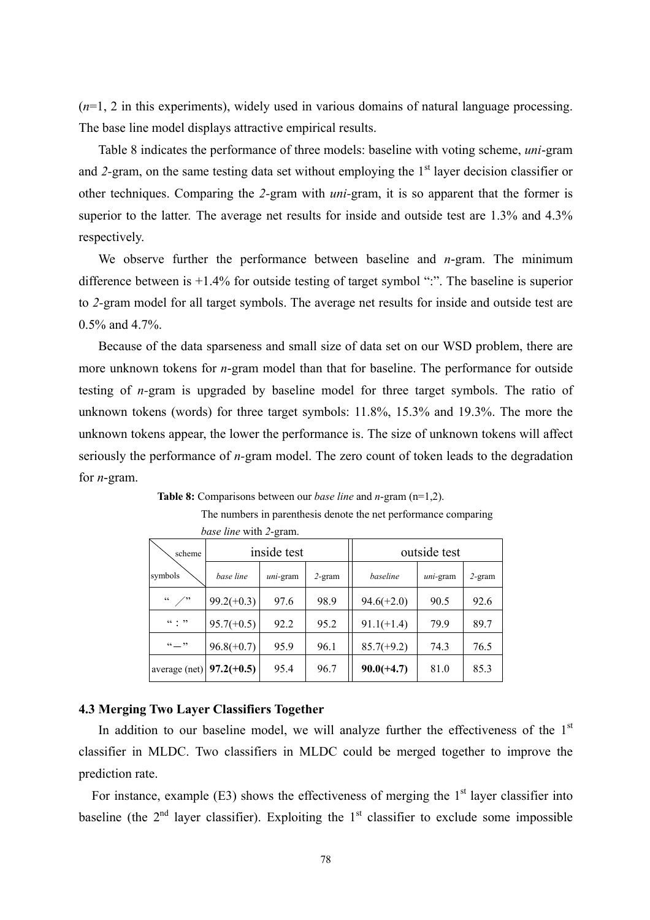($n$=1, 2 in this experiments), widely used in various domains of natural language processing. The base line model displays attractive empirical results.

Table 8 indicates the performance of three models: baseline with voting scheme, *uni*-gram and *2*-gram, on the same testing data set without employing the 1st layer decision classifier or other techniques. Comparing the *2*-gram with *uni*-gram, it is so apparent that the former is superior to the latter. The average net results for inside and outside test are 1.3% and 4.3% respectively.

We observe further the performance between baseline and *n*-gram. The minimum difference between is +1.4% for outside testing of target symbol ":". The baseline is superior to *2*-gram model for all target symbols. The average net results for inside and outside test are 0.5% and 4.7%.

Because of the data sparseness and small size of data set on our WSD problem, there are more unknown tokens for *n*-gram model than that for baseline. The performance for outside testing of *n*-gram is upgraded by baseline model for three target symbols. The ratio of unknown tokens (words) for three target symbols: 11.8%, 15.3% and 19.3%. The more the unknown tokens appear, the lower the performance is. The size of unknown tokens will affect seriously the performance of *n*-gram model. The zero count of token leads to the degradation for *n*-gram.

**Table 8:** Comparisons between our *base line* and *n*-gram (n=1,2). The numbers in parenthesis denote the net performance comparing *base line* with *2*-gram.

| scheme / symbols | inside test | | | outside test | | |
|---|---|---|---|---|---|---|
| | *base line* | *uni*-gram | *2*-gram | *baseline* | *uni*-gram | *2*-gram |
| "／" | 99.2(+0.3) | 97.6 | 98.9 | 94.6(+2.0) | 90.5 | 92.6 |
| "：" | 95.7(+0.5) | 92.2 | 95.2 | 91.1(+1.4) | 79.9 | 89.7 |
| "—" | 96.8(+0.7) | 95.9 | 96.1 | 85.7(+9.2) | 74.3 | 76.5 |
| average (net) | **97.2(+0.5)** | 95.4 | 96.7 | **90.0(+4.7)** | 81.0 | 85.3 |

### 4.3 Merging Two Layer Classifiers Together

In addition to our baseline model, we will analyze further the effectiveness of the 1st classifier in MLDC. Two classifiers in MLDC could be merged together to improve the prediction rate.

For instance, example (E3) shows the effectiveness of merging the 1st layer classifier into baseline (the 2nd layer classifier). Exploiting the 1st classifier to exclude some impossible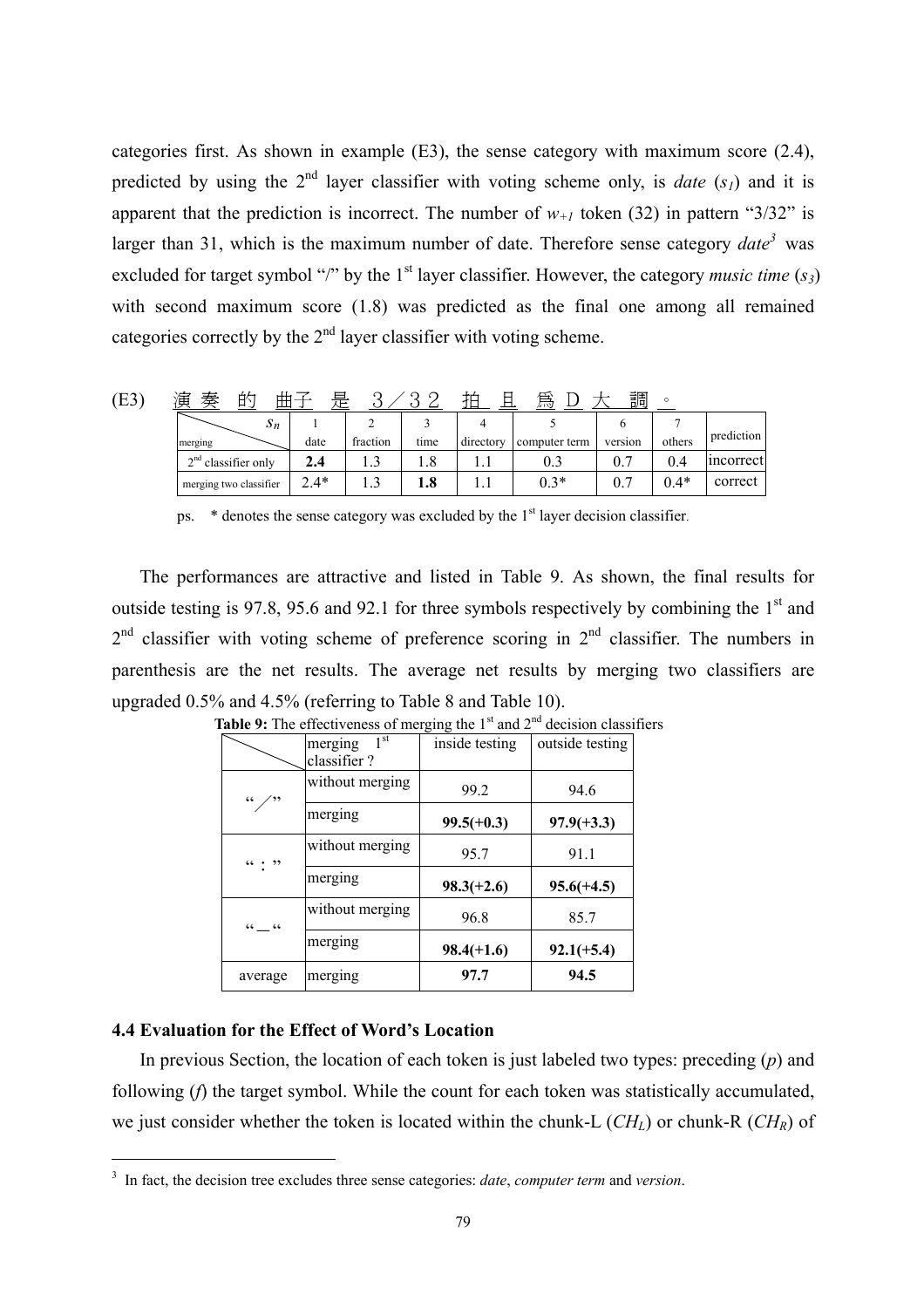categories first. As shown in example (E3), the sense category with maximum score (2.4), predicted by using the 2nd layer classifier with voting scheme only, is *date* ($s_1$) and it is apparent that the prediction is incorrect. The number of $w_{+1}$ token (32) in pattern "3/32" is larger than 31, which is the maximum number of date. Therefore sense category *date*[3] was excluded for target symbol "/" by the 1st layer classifier. However, the category *music time* ($s_3$) with second maximum score (1.8) was predicted as the final one among all remained categories correctly by the 2nd layer classifier with voting scheme.

(E3) 演奏的曲子是３／３２拍且爲Ｄ大調。

| $s_n$ / merging | 1 date | 2 fraction | 3 time | 4 directory | 5 computer term | 6 version | 7 others | prediction |
|---|---|---|---|---|---|---|---|---|
| 2nd classifier only | **2.4** | 1.3 | 1.8 | 1.1 | 0.3 | 0.7 | 0.4 | incorrect |
| merging two classifier | 2.4* | 1.3 | **1.8** | 1.1 | 0.3* | 0.7 | 0.4* | correct |

ps. * denotes the sense category was excluded by the 1st layer decision classifier.

The performances are attractive and listed in Table 9. As shown, the final results for outside testing is 97.8, 95.6 and 92.1 for three symbols respectively by combining the 1st and 2nd classifier with voting scheme of preference scoring in 2nd classifier. The numbers in parenthesis are the net results. The average net results by merging two classifiers are upgraded 0.5% and 4.5% (referring to Table 8 and Table 10).

**Table 9:** The effectiveness of merging the 1st and 2nd decision classifiers

| | merging 1st classifier ? | inside testing | outside testing |
|---|---|---|---|
| "／" | without merging | 99.2 | 94.6 |
| | merging | **99.5(+0.3)** | **97.9(+3.3)** |
| "：" | without merging | 95.7 | 91.1 |
| | merging | **98.3(+2.6)** | **95.6(+4.5)** |
| "—" | without merging | 96.8 | 85.7 |
| | merging | **98.4(+1.6)** | **92.1(+5.4)** |
| average | merging | **97.7** | **94.5** |

### 4.4 Evaluation for the Effect of Word's Location

In previous Section, the location of each token is just labeled two types: preceding (*p*) and following (*f*) the target symbol. While the count for each token was statistically accumulated, we just consider whether the token is located within the chunk-L ($CH_L$) or chunk-R ($CH_R$) of

[3] In fact, the decision tree excludes three sense categories: *date*, *computer term* and *version*.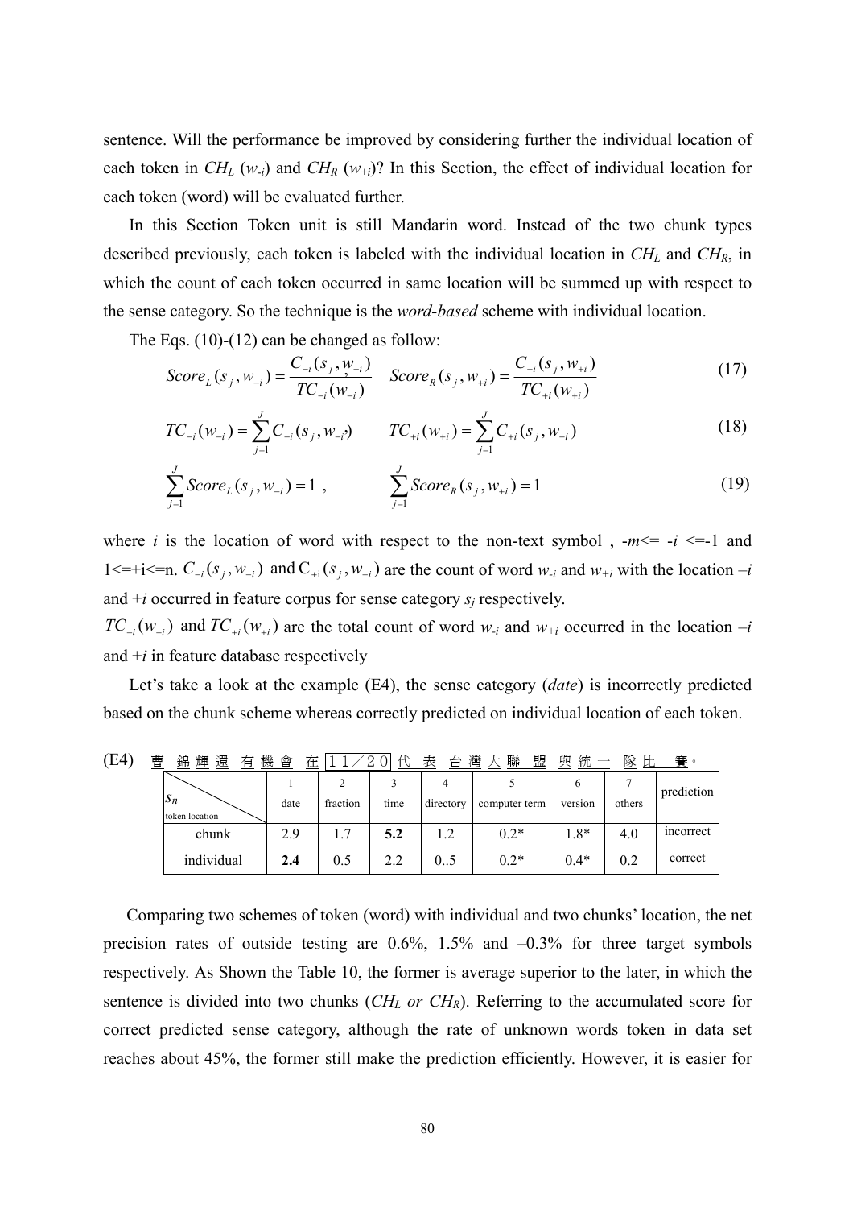sentence. Will the performance be improved by considering further the individual location of each token in $CH_L$ ($w_{-i}$) and $CH_R$ ($w_{+i}$)? In this Section, the effect of individual location for each token (word) will be evaluated further.

In this Section Token unit is still Mandarin word. Instead of the two chunk types described previously, each token is labeled with the individual location in $CH_L$ and $CH_R$, in which the count of each token occurred in same location will be summed up with respect to the sense category. So the technique is the *word-based* scheme with individual location.

The Eqs. (10)-(12) can be changed as follow:

$$Score_L(s_j, w_{-i}) = \frac{C_{-i}(s_j, w_{-i})}{TC_{-i}(w_{-i})} \quad Score_R(s_j, w_{+i}) = \frac{C_{+i}(s_j, w_{+i})}{TC_{+i}(w_{+i})} \tag{17}$$

$$TC_{-i}(w_{-i}) = \sum_{j=1}^{J} C_{-i}(s_j, w_{-i}) \qquad TC_{+i}(w_{+i}) = \sum_{j=1}^{J} C_{+i}(s_j, w_{+i}) \tag{18}$$

$$\sum_{j=1}^{J} Score_L(s_j, w_{-i}) = 1 \ , \qquad \sum_{j=1}^{J} Score_R(s_j, w_{+i}) = 1 \tag{19}$$

where $i$ is the location of word with respect to the non-text symbol , $-m <= -i <= -1$ and $1 <= +i <= n$. $C_{-i}(s_j, w_{-i})$ and $C_{+i}(s_j, w_{+i})$ are the count of word $w_{-i}$ and $w_{+i}$ with the location $-i$ and $+i$ occurred in feature corpus for sense category $s_j$ respectively.

$TC_{-i}(w_{-i})$ and $TC_{+i}(w_{+i})$ are the total count of word $w_{-i}$ and $w_{+i}$ occurred in the location $-i$ and $+i$ in feature database respectively

Let's take a look at the example (E4), the sense category (*date*) is incorrectly predicted based on the chunk scheme whereas correctly predicted on individual location of each token.

(E4) 曹 錦輝 還 有 機會 在 １１／２０ 代表 台灣 大聯盟 與 統一 隊 比賽。

| $s_n$ / token location | 1 date | 2 fraction | 3 time | 4 directory | 5 computer term | 6 version | 7 others | prediction |
|---|---|---|---|---|---|---|---|---|
| chunk | 2.9 | 1.7 | **5.2** | 1.2 | 0.2* | 1.8* | 4.0 | incorrect |
| individual | **2.4** | 0.5 | 2.2 | 0..5 | 0.2* | 0.4* | 0.2 | correct |

Comparing two schemes of token (word) with individual and two chunks' location, the net precision rates of outside testing are 0.6%, 1.5% and –0.3% for three target symbols respectively. As Shown the Table 10, the former is average superior to the later, in which the sentence is divided into two chunks ($CH_L$ *or* $CH_R$). Referring to the accumulated score for correct predicted sense category, although the rate of unknown words token in data set reaches about 45%, the former still make the prediction efficiently. However, it is easier for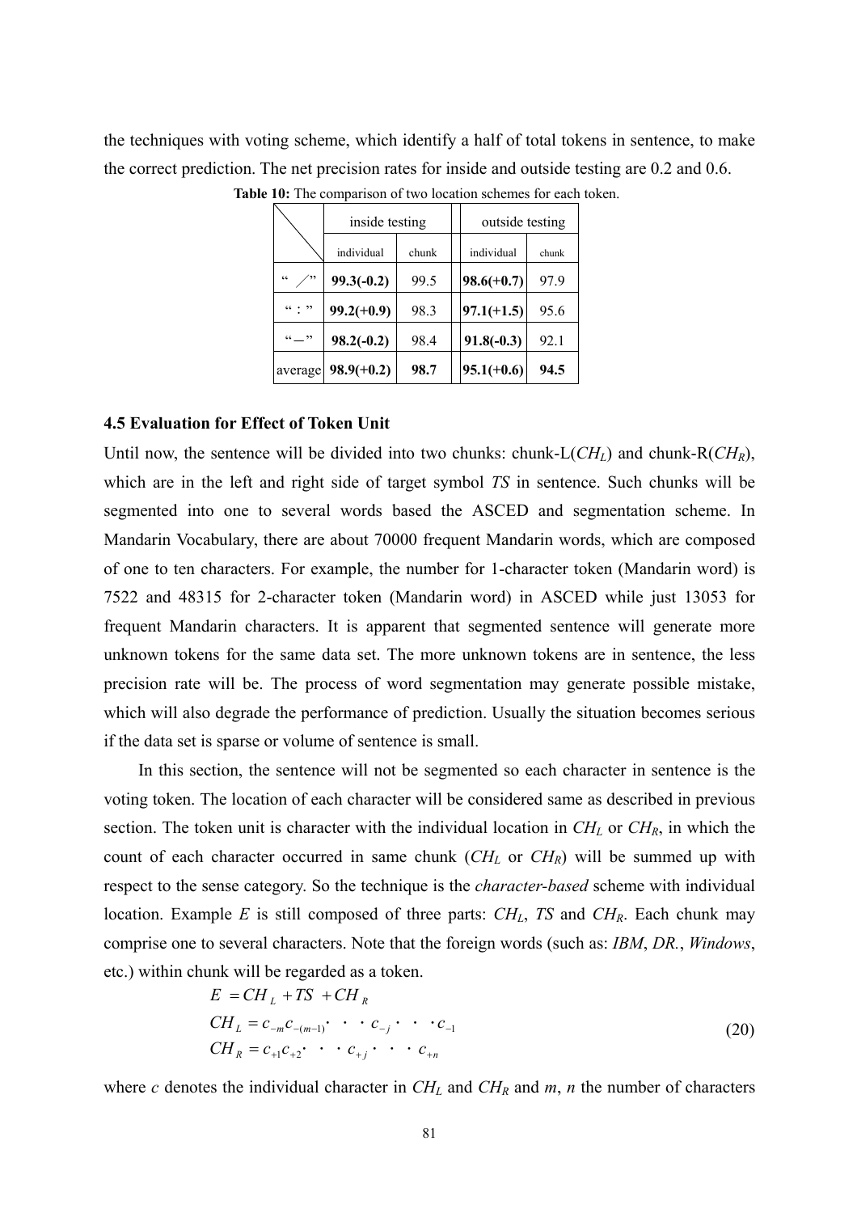the techniques with voting scheme, which identify a half of total tokens in sentence, to make the correct prediction. The net precision rates for inside and outside testing are 0.2 and 0.6.

**Table 10:** The comparison of two location schemes for each token.

| | inside testing | | | outside testing | |
|---|---|---|---|---|---|
| | individual | chunk | | individual | chunk |
| “ ／” | **99.3(-0.2)** | 99.5 | | **98.6(+0.7)** | 97.9 |
| “：” | **99.2(+0.9)** | 98.3 | | **97.1(+1.5)** | 95.6 |
| “—” | **98.2(-0.2)** | 98.4 | | **91.8(-0.3)** | 92.1 |
| average | **98.9(+0.2)** | **98.7** | | **95.1(+0.6)** | **94.5** |

### 4.5 Evaluation for Effect of Token Unit

Until now, the sentence will be divided into two chunks: chunk-L($CH_L$) and chunk-R($CH_R$), which are in the left and right side of target symbol *TS* in sentence. Such chunks will be segmented into one to several words based the ASCED and segmentation scheme. In Mandarin Vocabulary, there are about 70000 frequent Mandarin words, which are composed of one to ten characters. For example, the number for 1-character token (Mandarin word) is 7522 and 48315 for 2-character token (Mandarin word) in ASCED while just 13053 for frequent Mandarin characters. It is apparent that segmented sentence will generate more unknown tokens for the same data set. The more unknown tokens are in sentence, the less precision rate will be. The process of word segmentation may generate possible mistake, which will also degrade the performance of prediction. Usually the situation becomes serious if the data set is sparse or volume of sentence is small.

In this section, the sentence will not be segmented so each character in sentence is the voting token. The location of each character will be considered same as described in previous section. The token unit is character with the individual location in $CH_L$ or $CH_R$, in which the count of each character occurred in same chunk ($CH_L$ or $CH_R$) will be summed up with respect to the sense category. So the technique is the *character-based* scheme with individual location. Example *E* is still composed of three parts: $CH_L$, *TS* and $CH_R$. Each chunk may comprise one to several characters. Note that the foreign words (such as: *IBM*, *DR.*, *Windows*, etc.) within chunk will be regarded as a token.

$$
\begin{aligned}
E &= CH_L + TS + CH_R \\
CH_L &= c_{-m}c_{-(m-1)} \cdot\cdot\cdot c_{-j} \cdot\cdot\cdot c_{-1} \\
CH_R &= c_{+1}c_{+2} \cdot\cdot\cdot c_{+j} \cdot\cdot\cdot c_{+n}
\end{aligned} \tag{20}
$$

where *c* denotes the individual character in $CH_L$ and $CH_R$ and *m*, *n* the number of characters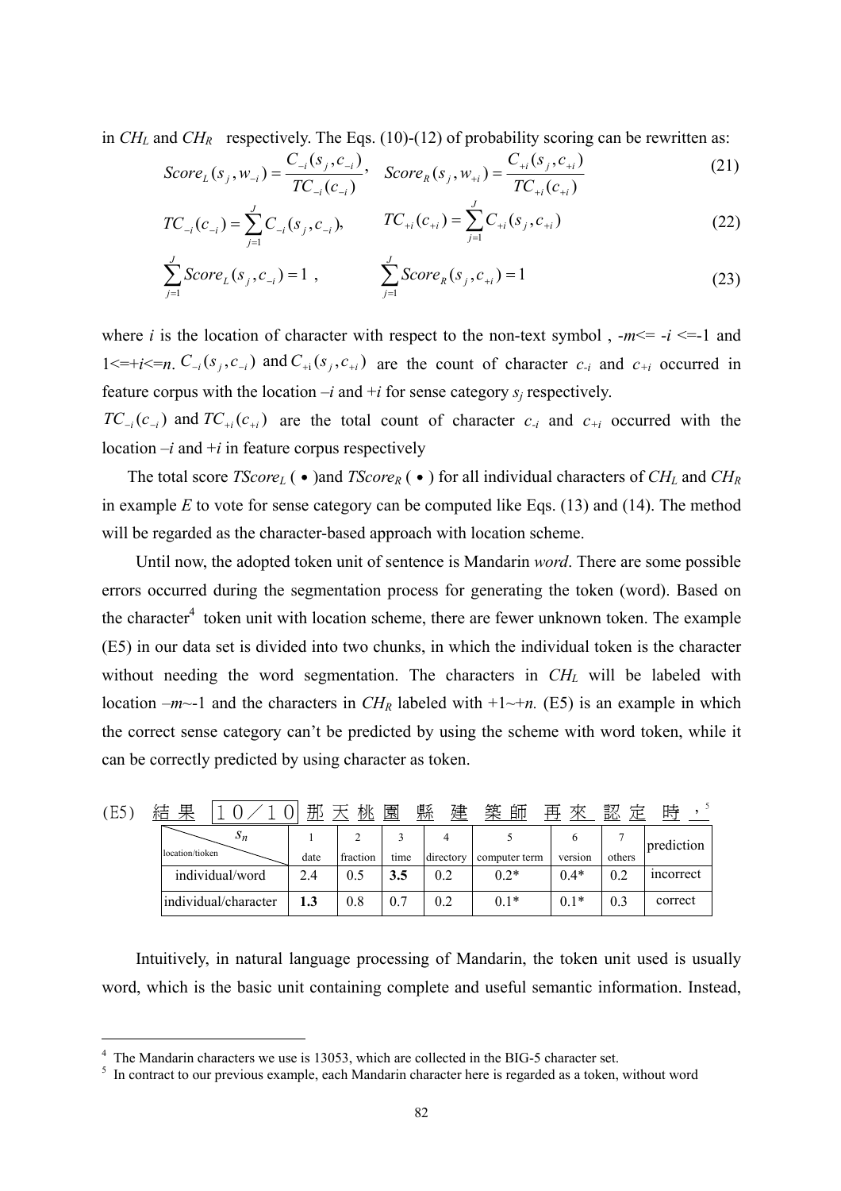in $CH_L$ and $CH_R$ respectively. The Eqs. (10)-(12) of probability scoring can be rewritten as:

$$Score_L(s_j, w_{-i}) = \frac{C_{-i}(s_j, c_{-i})}{TC_{-i}(c_{-i})}, \quad Score_R(s_j, w_{+i}) = \frac{C_{+i}(s_j, c_{+i})}{TC_{+i}(c_{+i})} \tag{21}$$

$$TC_{-i}(c_{-i}) = \sum_{j=1}^{J} C_{-i}(s_j, c_{-i}), \qquad TC_{+i}(c_{+i}) = \sum_{j=1}^{J} C_{+i}(s_j, c_{+i}) \tag{22}$$

$$\sum_{j=1}^{J} Score_L(s_j, c_{-i}) = 1, \qquad \sum_{j=1}^{J} Score_R(s_j, c_{+i}) = 1 \tag{23}$$

where $i$ is the location of character with respect to the non-text symbol , $-m<= -i <=-1$ and $1<=+i<=n$. $C_{-i}(s_j, c_{-i})$ and $C_{+i}(s_j, c_{+i})$ are the count of character $c_{-i}$ and $c_{+i}$ occurred in feature corpus with the location $-i$ and $+i$ for sense category $s_j$ respectively.

$TC_{-i}(c_{-i})$ and $TC_{+i}(c_{+i})$ are the total count of character $c_{-i}$ and $c_{+i}$ occurred with the location $-i$ and $+i$ in feature corpus respectively

The total score $TScore_L(\bullet)$ and $TScore_R(\bullet)$ for all individual characters of $CH_L$ and $CH_R$ in example $E$ to vote for sense category can be computed like Eqs. (13) and (14). The method will be regarded as the character-based approach with location scheme.

Until now, the adopted token unit of sentence is Mandarin *word*. There are some possible errors occurred during the segmentation process for generating the token (word). Based on the character[4] token unit with location scheme, there are fewer unknown token. The example (E5) in our data set is divided into two chunks, in which the individual token is the character without needing the word segmentation. The characters in $CH_L$ will be labeled with location $-m$~-1 and the characters in $CH_R$ labeled with +1~$+n$. (E5) is an example in which the correct sense category can't be predicted by using the scheme with word token, while it can be correctly predicted by using character as token.

(E5) 結 果 １０／１０ 那 天 桃 園 縣 建 築 師 再 來 認 定 時 ，[5]

| location/tioken \ $s_n$ | 1 date | 2 fraction | 3 time | 4 directory | 5 computer term | 6 version | 7 others | prediction |
|---|---|---|---|---|---|---|---|---|
| individual/word | 2.4 | 0.5 | **3.5** | 0.2 | 0.2* | 0.4* | 0.2 | incorrect |
| individual/character | **1.3** | 0.8 | 0.7 | 0.2 | 0.1* | 0.1* | 0.3 | correct |

Intuitively, in natural language processing of Mandarin, the token unit used is usually word, which is the basic unit containing complete and useful semantic information. Instead,

---

[4] The Mandarin characters we use is 13053, which are collected in the BIG-5 character set.

[5] In contract to our previous example, each Mandarin character here is regarded as a token, without word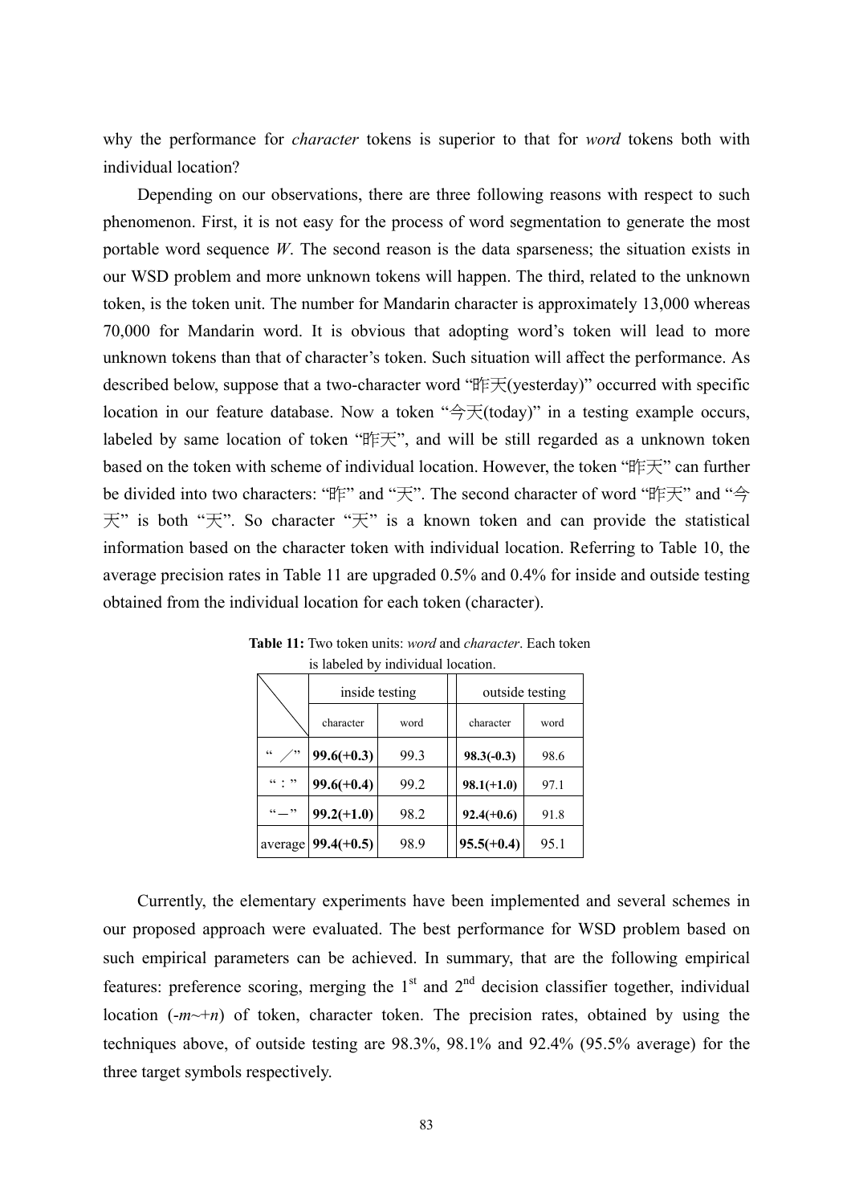why the performance for *character* tokens is superior to that for *word* tokens both with individual location?

Depending on our observations, there are three following reasons with respect to such phenomenon. First, it is not easy for the process of word segmentation to generate the most portable word sequence *W*. The second reason is the data sparseness; the situation exists in our WSD problem and more unknown tokens will happen. The third, related to the unknown token, is the token unit. The number for Mandarin character is approximately 13,000 whereas 70,000 for Mandarin word. It is obvious that adopting word's token will lead to more unknown tokens than that of character's token. Such situation will affect the performance. As described below, suppose that a two-character word "昨天(yesterday)" occurred with specific location in our feature database. Now a token "今天(today)" in a testing example occurs, labeled by same location of token "昨天", and will be still regarded as a unknown token based on the token with scheme of individual location. However, the token "昨天" can further be divided into two characters: "昨" and "天". The second character of word "昨天" and "今天" is both "天". So character "天" is a known token and can provide the statistical information based on the character token with individual location. Referring to Table 10, the average precision rates in Table 11 are upgraded 0.5% and 0.4% for inside and outside testing obtained from the individual location for each token (character).

**Table 11:** Two token units: *word* and *character*. Each token is labeled by individual location.

| | inside testing | | outside testing | |
|---|---|---|---|---|
| | character | word | character | word |
| "／" | **99.6(+0.3)** | 99.3 | **98.3(-0.3)** | 98.6 |
| "：" | **99.6(+0.4)** | 99.2 | **98.1(+1.0)** | 97.1 |
| "－" | **99.2(+1.0)** | 98.2 | **92.4(+0.6)** | 91.8 |
| average | **99.4(+0.5)** | 98.9 | **95.5(+0.4)** | 95.1 |

Currently, the elementary experiments have been implemented and several schemes in our proposed approach were evaluated. The best performance for WSD problem based on such empirical parameters can be achieved. In summary, that are the following empirical features: preference scoring, merging the 1st and 2nd decision classifier together, individual location ($-m\sim+n$) of token, character token. The precision rates, obtained by using the techniques above, of outside testing are 98.3%, 98.1% and 92.4% (95.5% average) for the three target symbols respectively.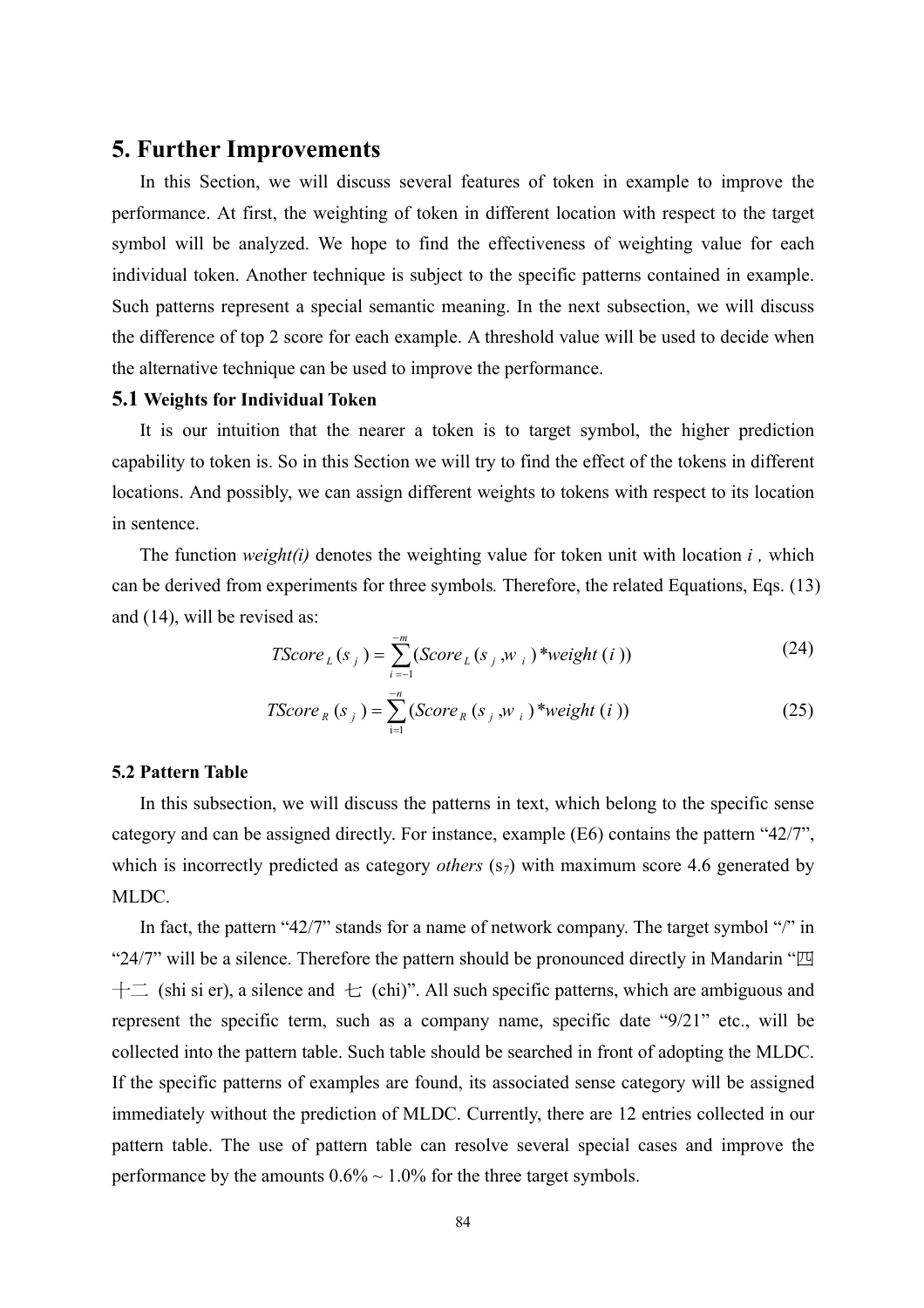## 5. Further Improvements

In this Section, we will discuss several features of token in example to improve the performance. At first, the weighting of token in different location with respect to the target symbol will be analyzed. We hope to find the effectiveness of weighting value for each individual token. Another technique is subject to the specific patterns contained in example. Such patterns represent a special semantic meaning. In the next subsection, we will discuss the difference of top 2 score for each example. A threshold value will be used to decide when the alternative technique can be used to improve the performance.

### 5.1 Weights for Individual Token

It is our intuition that the nearer a token is to target symbol, the higher prediction capability to token is. So in this Section we will try to find the effect of the tokens in different locations. And possibly, we can assign different weights to tokens with respect to its location in sentence.

The function *weight(i)* denotes the weighting value for token unit with location *i* , which can be derived from experiments for three symbols. Therefore, the related Equations, Eqs. (13) and (14), will be revised as:

$$TScore_L(s_j) = \sum_{i=-1}^{-m} (Score_L(s_j, w_i) * weight(i)) \tag{24}$$

$$TScore_R(s_j) = \sum_{i=1}^{-n} (Score_R(s_j, w_i) * weight(i)) \tag{25}$$

### 5.2 Pattern Table

In this subsection, we will discuss the patterns in text, which belong to the specific sense category and can be assigned directly. For instance, example (E6) contains the pattern “42/7”, which is incorrectly predicted as category *others* ($s_7$) with maximum score 4.6 generated by MLDC.

In fact, the pattern “42/7” stands for a name of network company. The target symbol “/” in “24/7” will be a silence. Therefore the pattern should be pronounced directly in Mandarin “四十二 (shi si er), a silence and 七 (chi)”. All such specific patterns, which are ambiguous and represent the specific term, such as a company name, specific date “9/21” etc., will be collected into the pattern table. Such table should be searched in front of adopting the MLDC. If the specific patterns of examples are found, its associated sense category will be assigned immediately without the prediction of MLDC. Currently, there are 12 entries collected in our pattern table. The use of pattern table can resolve several special cases and improve the performance by the amounts 0.6% ~ 1.0% for the three target symbols.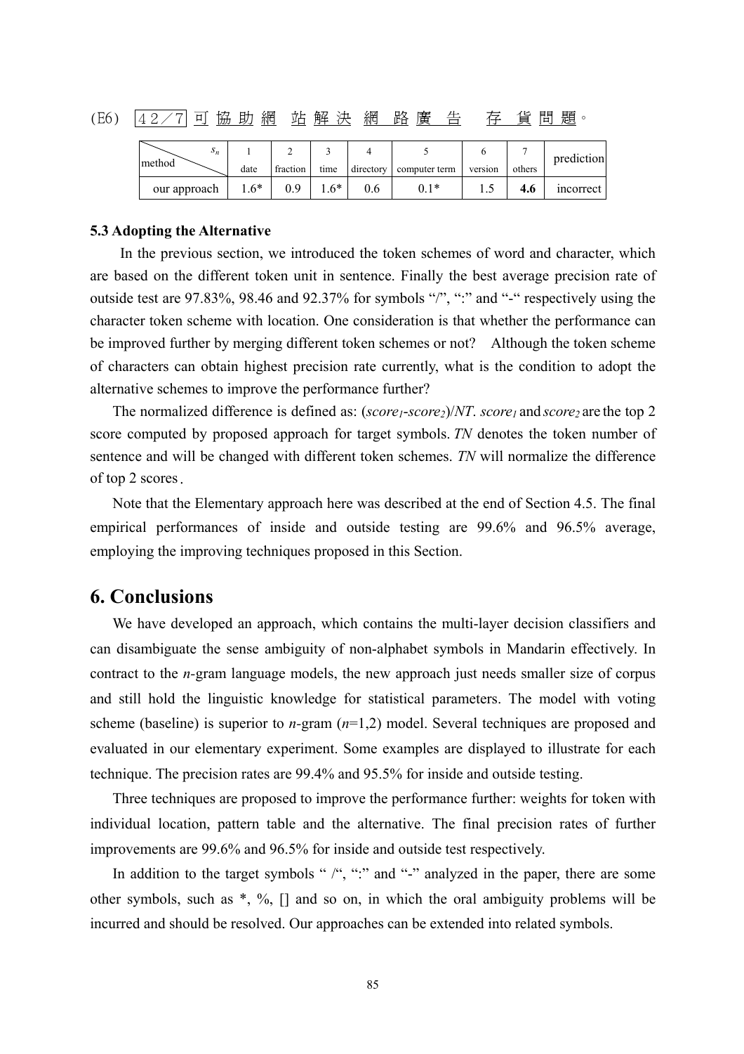(E6) 42／7 可協助網站解決網路廣告存貨問題。

| method \ $s_n$ | 1 date | 2 fraction | 3 time | 4 directory | 5 computer term | 6 version | 7 others | prediction |
|---|---|---|---|---|---|---|---|---|
| our approach | 1.6* | 0.9 | 1.6* | 0.6 | 0.1* | 1.5 | **4.6** | incorrect |

### 5.3 Adopting the Alternative

In the previous section, we introduced the token schemes of word and character, which are based on the different token unit in sentence. Finally the best average precision rate of outside test are 97.83%, 98.46 and 92.37% for symbols "/", ":" and "-" respectively using the character token scheme with location. One consideration is that whether the performance can be improved further by merging different token schemes or not? Although the token scheme of characters can obtain highest precision rate currently, what is the condition to adopt the alternative schemes to improve the performance further?

The normalized difference is defined as: $(score_1\text{-}score_2)/NT$. $score_1$ and $score_2$ are the top 2 score computed by proposed approach for target symbols. *TN* denotes the token number of sentence and will be changed with different token schemes. *TN* will normalize the difference of top 2 scores.

Note that the Elementary approach here was described at the end of Section 4.5. The final empirical performances of inside and outside testing are 99.6% and 96.5% average, employing the improving techniques proposed in this Section.

## 6. Conclusions

We have developed an approach, which contains the multi-layer decision classifiers and can disambiguate the sense ambiguity of non-alphabet symbols in Mandarin effectively. In contract to the *n*-gram language models, the new approach just needs smaller size of corpus and still hold the linguistic knowledge for statistical parameters. The model with voting scheme (baseline) is superior to *n*-gram ($n$=1,2) model. Several techniques are proposed and evaluated in our elementary experiment. Some examples are displayed to illustrate for each technique. The precision rates are 99.4% and 95.5% for inside and outside testing.

Three techniques are proposed to improve the performance further: weights for token with individual location, pattern table and the alternative. The final precision rates of further improvements are 99.6% and 96.5% for inside and outside test respectively.

In addition to the target symbols " /", ":" and "-" analyzed in the paper, there are some other symbols, such as *, %, [] and so on, in which the oral ambiguity problems will be incurred and should be resolved. Our approaches can be extended into related symbols.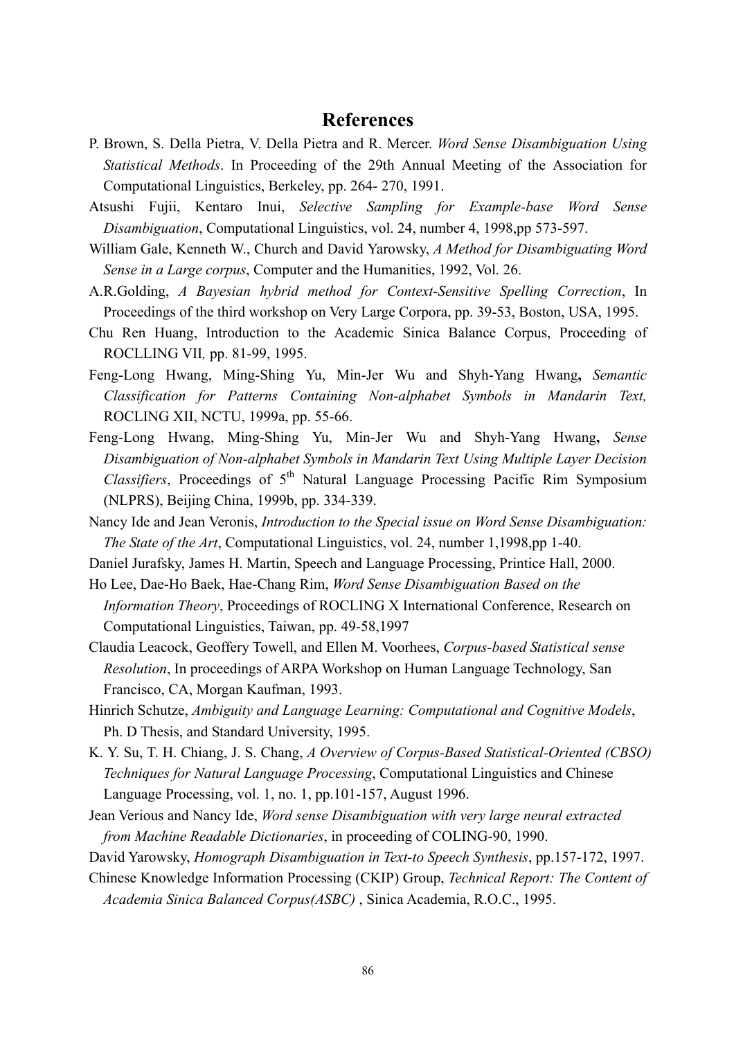## References

P. Brown, S. Della Pietra, V. Della Pietra and R. Mercer. *Word Sense Disambiguation Using Statistical Methods*. In Proceeding of the 29th Annual Meeting of the Association for Computational Linguistics, Berkeley, pp. 264- 270, 1991.

Atsushi Fujii, Kentaro Inui, *Selective Sampling for Example-base Word Sense Disambiguation*, Computational Linguistics, vol. 24, number 4, 1998,pp 573-597.

William Gale, Kenneth W., Church and David Yarowsky, *A Method for Disambiguating Word Sense in a Large corpus*, Computer and the Humanities, 1992, Vol. 26.

A.R.Golding, *A Bayesian hybrid method for Context-Sensitive Spelling Correction*, In Proceedings of the third workshop on Very Large Corpora, pp. 39-53, Boston, USA, 1995.

Chu Ren Huang, Introduction to the Academic Sinica Balance Corpus, Proceeding of ROCLLING VII*,* pp. 81-99, 1995.

Feng-Long Hwang, Ming-Shing Yu, Min-Jer Wu and Shyh-Yang Hwang**,** *Semantic Classification for Patterns Containing Non-alphabet Symbols in Mandarin Text,* ROCLING XII, NCTU, 1999a, pp. 55-66.

Feng-Long Hwang, Ming-Shing Yu, Min-Jer Wu and Shyh-Yang Hwang**,** *Sense Disambiguation of Non-alphabet Symbols in Mandarin Text Using Multiple Layer Decision Classifiers*, Proceedings of 5th Natural Language Processing Pacific Rim Symposium (NLPRS), Beijing China, 1999b, pp. 334-339.

Nancy Ide and Jean Veronis, *Introduction to the Special issue on Word Sense Disambiguation: The State of the Art*, Computational Linguistics, vol. 24, number 1,1998,pp 1-40.

Daniel Jurafsky, James H. Martin, Speech and Language Processing, Printice Hall, 2000.

Ho Lee, Dae-Ho Baek, Hae-Chang Rim, *Word Sense Disambiguation Based on the Information Theory*, Proceedings of ROCLING X International Conference, Research on Computational Linguistics, Taiwan, pp. 49-58,1997

Claudia Leacock, Geoffery Towell, and Ellen M. Voorhees, *Corpus-based Statistical sense Resolution*, In proceedings of ARPA Workshop on Human Language Technology, San Francisco, CA, Morgan Kaufman, 1993.

Hinrich Schutze, *Ambiguity and Language Learning: Computational and Cognitive Models*, Ph. D Thesis, and Standard University, 1995.

K. Y. Su, T. H. Chiang, J. S. Chang, *A Overview of Corpus-Based Statistical-Oriented (CBSO) Techniques for Natural Language Processing*, Computational Linguistics and Chinese Language Processing, vol. 1, no. 1, pp.101-157, August 1996.

Jean Verious and Nancy Ide, *Word sense Disambiguation with very large neural extracted from Machine Readable Dictionaries*, in proceeding of COLING-90, 1990.

David Yarowsky, *Homograph Disambiguation in Text-to Speech Synthesis*, pp.157-172, 1997.

Chinese Knowledge Information Processing (CKIP) Group, *Technical Report: The Content of Academia Sinica Balanced Corpus(ASBC)* , Sinica Academia, R.O.C., 1995.